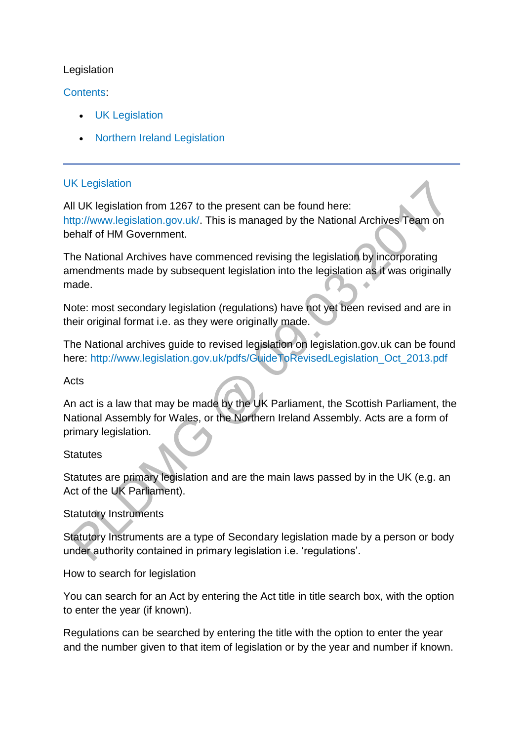# Legislation

Contents:

- UK Legislation
- Northern Ireland Legislation

---

## UK Legislation

All UK legislation from 1267 to the present can be found here: http://www.legislation.gov.uk/. This is managed by the National Archives Team on behalf of HM Government.

The National Archives have commenced revising the legislation by incorporating amendments made by subsequent legislation into the legislation as it was originally made.

Note: most secondary legislation (regulations) have not yet been revised and are in their original format i.e. as they were originally made.

The National archives guide to revised legislation on legislation.gov.uk can be found here: http://www.legislation.gov.uk/pdfs/GuideToRevisedLegislation_Oct_2013.pdf

### Acts

An act is a law that may be made by the UK Parliament, the Scottish Parliament, the National Assembly for Wales, or the Northern Ireland Assembly. Acts are a form of primary legislation.

### Statutes

Statutes are primary legislation and are the main laws passed by in the UK (e.g. an Act of the UK Parliament).

### Statutory Instruments

Statutory Instruments are a type of Secondary legislation made by a person or body under authority contained in primary legislation i.e. 'regulations'.

### How to search for legislation

You can search for an Act by entering the Act title in title search box, with the option to enter the year (if known).

Regulations can be searched by entering the title with the option to enter the year and the number given to that item of legislation or by the year and number if known.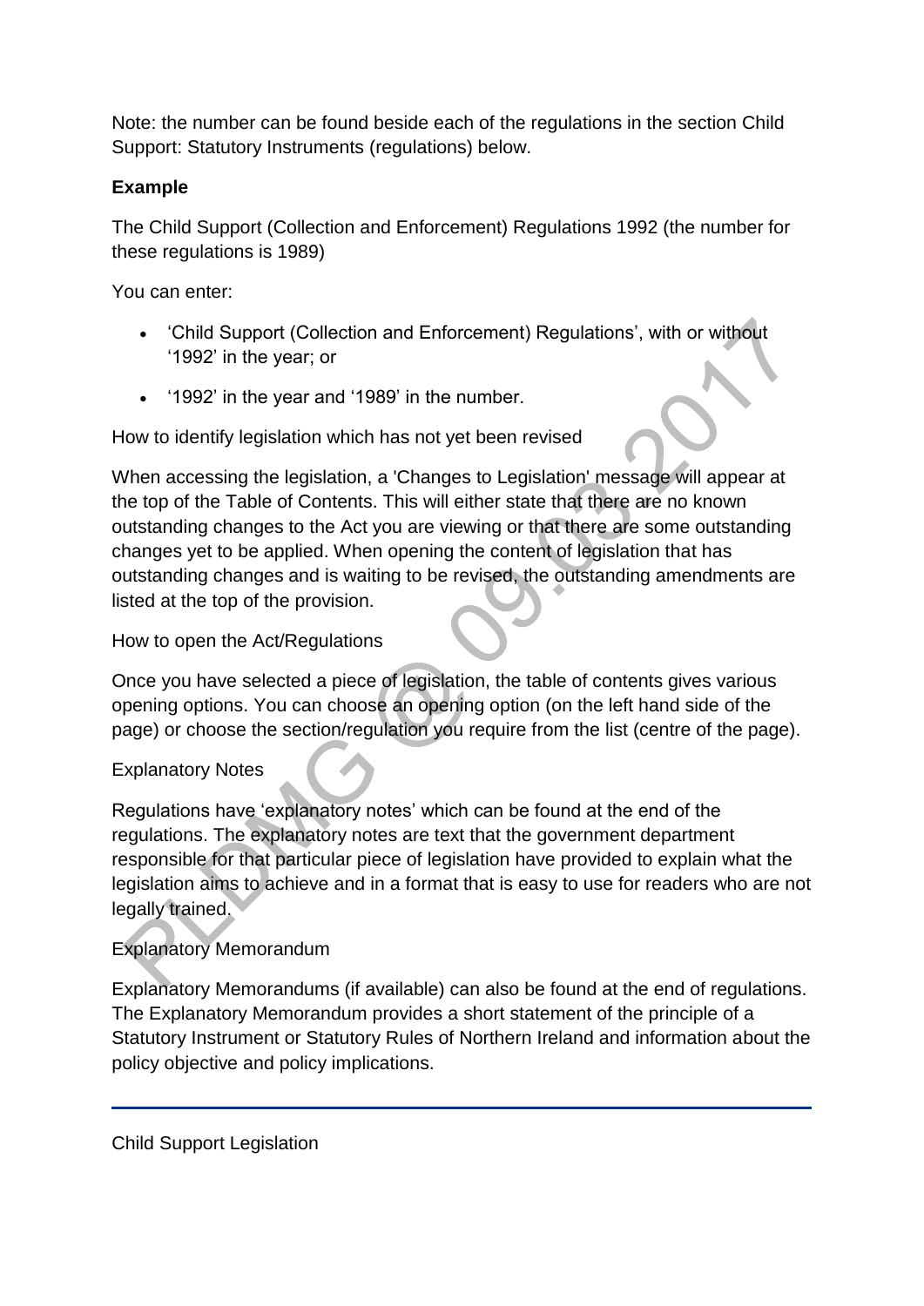Note: the number can be found beside each of the regulations in the section Child Support: Statutory Instruments (regulations) below.

**Example**

The Child Support (Collection and Enforcement) Regulations 1992 (the number for these regulations is 1989)

You can enter:

- 'Child Support (Collection and Enforcement) Regulations', with or without '1992' in the year; or
- '1992' in the year and '1989' in the number.

How to identify legislation which has not yet been revised

When accessing the legislation, a 'Changes to Legislation' message will appear at the top of the Table of Contents. This will either state that there are no known outstanding changes to the Act you are viewing or that there are some outstanding changes yet to be applied. When opening the content of legislation that has outstanding changes and is waiting to be revised, the outstanding amendments are listed at the top of the provision.

How to open the Act/Regulations

Once you have selected a piece of legislation, the table of contents gives various opening options. You can choose an opening option (on the left hand side of the page) or choose the section/regulation you require from the list (centre of the page).

Explanatory Notes

Regulations have 'explanatory notes' which can be found at the end of the regulations. The explanatory notes are text that the government department responsible for that particular piece of legislation have provided to explain what the legislation aims to achieve and in a format that is easy to use for readers who are not legally trained.

Explanatory Memorandum

Explanatory Memorandums (if available) can also be found at the end of regulations. The Explanatory Memorandum provides a short statement of the principle of a Statutory Instrument or Statutory Rules of Northern Ireland and information about the policy objective and policy implications.

---

Child Support Legislation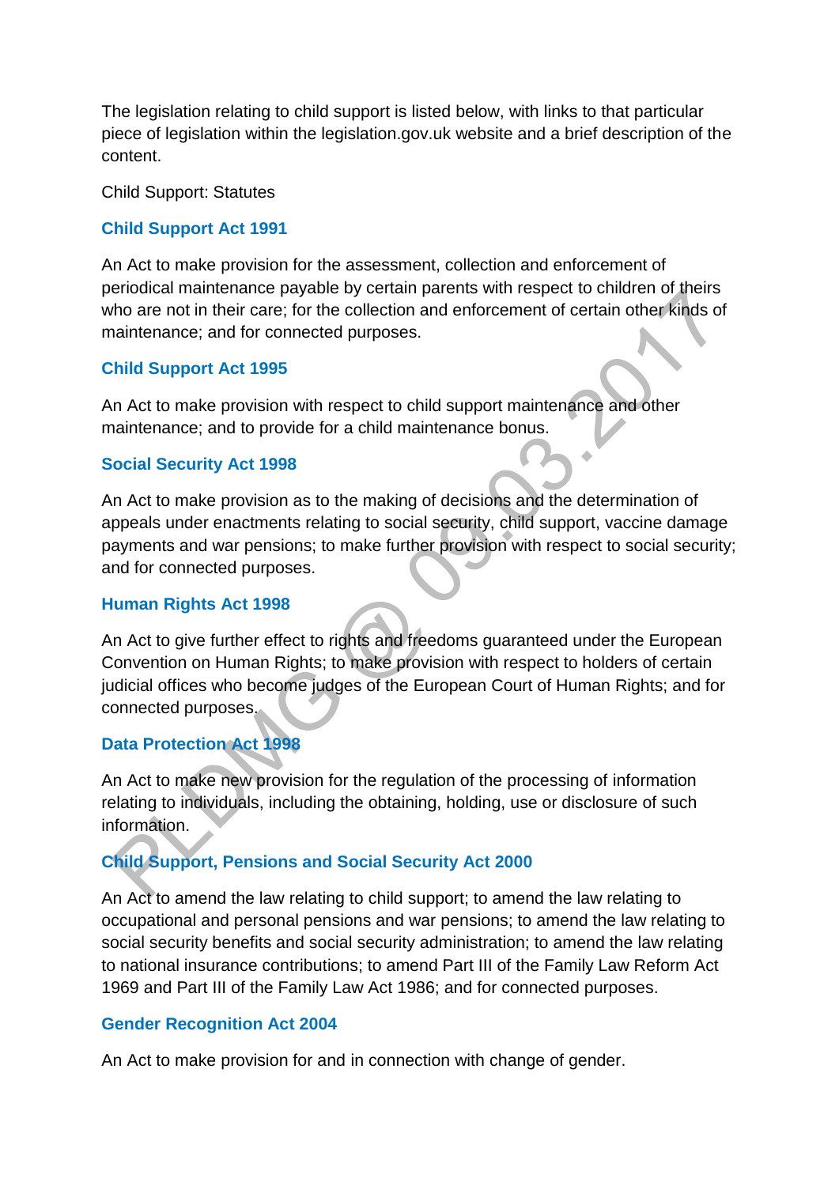The legislation relating to child support is listed below, with links to that particular piece of legislation within the legislation.gov.uk website and a brief description of the content.

Child Support: Statutes

### Child Support Act 1991

An Act to make provision for the assessment, collection and enforcement of periodical maintenance payable by certain parents with respect to children of theirs who are not in their care; for the collection and enforcement of certain other kinds of maintenance; and for connected purposes.

### Child Support Act 1995

An Act to make provision with respect to child support maintenance and other maintenance; and to provide for a child maintenance bonus.

### Social Security Act 1998

An Act to make provision as to the making of decisions and the determination of appeals under enactments relating to social security, child support, vaccine damage payments and war pensions; to make further provision with respect to social security; and for connected purposes.

### Human Rights Act 1998

An Act to give further effect to rights and freedoms guaranteed under the European Convention on Human Rights; to make provision with respect to holders of certain judicial offices who become judges of the European Court of Human Rights; and for connected purposes.

### Data Protection Act 1998

An Act to make new provision for the regulation of the processing of information relating to individuals, including the obtaining, holding, use or disclosure of such information.

### Child Support, Pensions and Social Security Act 2000

An Act to amend the law relating to child support; to amend the law relating to occupational and personal pensions and war pensions; to amend the law relating to social security benefits and social security administration; to amend the law relating to national insurance contributions; to amend Part III of the Family Law Reform Act 1969 and Part III of the Family Law Act 1986; and for connected purposes.

### Gender Recognition Act 2004

An Act to make provision for and in connection with change of gender.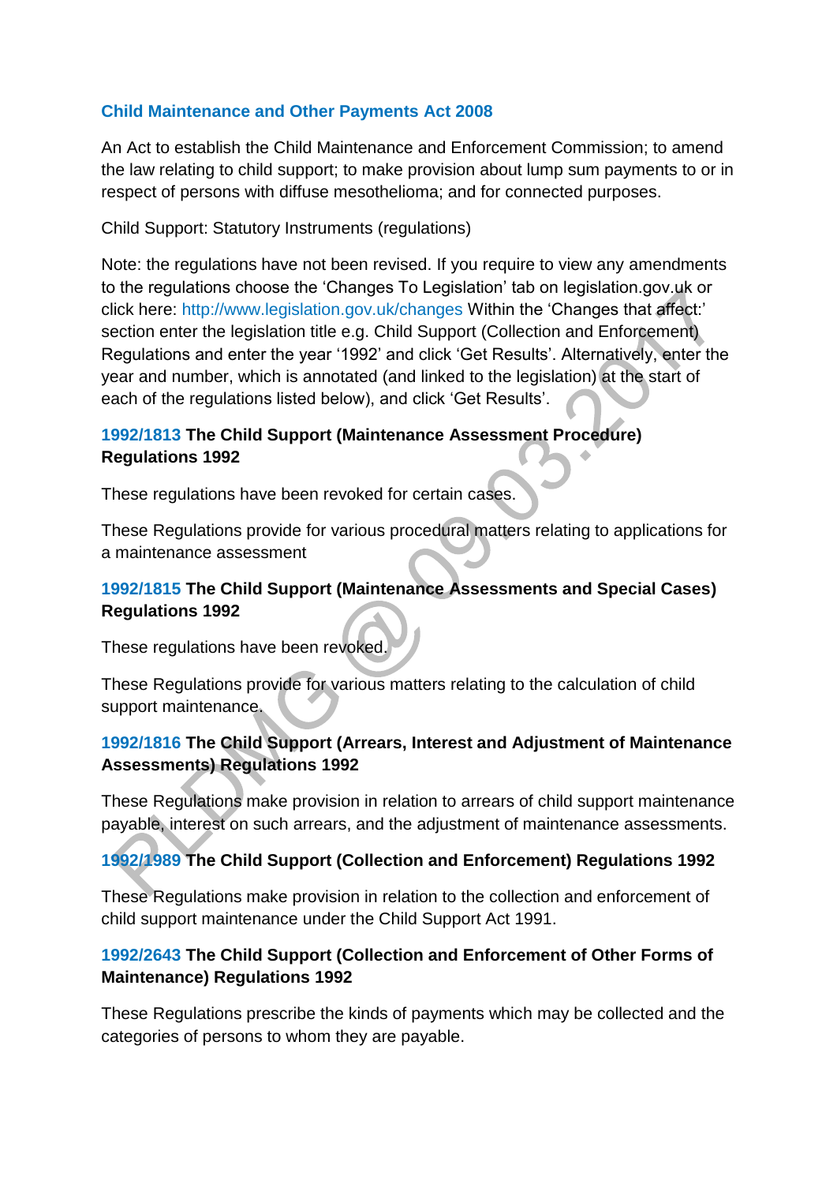**Child Maintenance and Other Payments Act 2008**

An Act to establish the Child Maintenance and Enforcement Commission; to amend the law relating to child support; to make provision about lump sum payments to or in respect of persons with diffuse mesothelioma; and for connected purposes.

Child Support: Statutory Instruments (regulations)

Note: the regulations have not been revised. If you require to view any amendments to the regulations choose the 'Changes To Legislation' tab on legislation.gov.uk or click here: http://www.legislation.gov.uk/changes Within the 'Changes that affect:' section enter the legislation title e.g. Child Support (Collection and Enforcement) Regulations and enter the year '1992' and click 'Get Results'. Alternatively, enter the year and number, which is annotated (and linked to the legislation) at the start of each of the regulations listed below), and click 'Get Results'.

### 1992/1813 The Child Support (Maintenance Assessment Procedure) Regulations 1992

These regulations have been revoked for certain cases.

These Regulations provide for various procedural matters relating to applications for a maintenance assessment

### 1992/1815 The Child Support (Maintenance Assessments and Special Cases) Regulations 1992

These regulations have been revoked.

These Regulations provide for various matters relating to the calculation of child support maintenance.

### 1992/1816 The Child Support (Arrears, Interest and Adjustment of Maintenance Assessments) Regulations 1992

These Regulations make provision in relation to arrears of child support maintenance payable, interest on such arrears, and the adjustment of maintenance assessments.

### 1992/1989 The Child Support (Collection and Enforcement) Regulations 1992

These Regulations make provision in relation to the collection and enforcement of child support maintenance under the Child Support Act 1991.

### 1992/2643 The Child Support (Collection and Enforcement of Other Forms of Maintenance) Regulations 1992

These Regulations prescribe the kinds of payments which may be collected and the categories of persons to whom they are payable.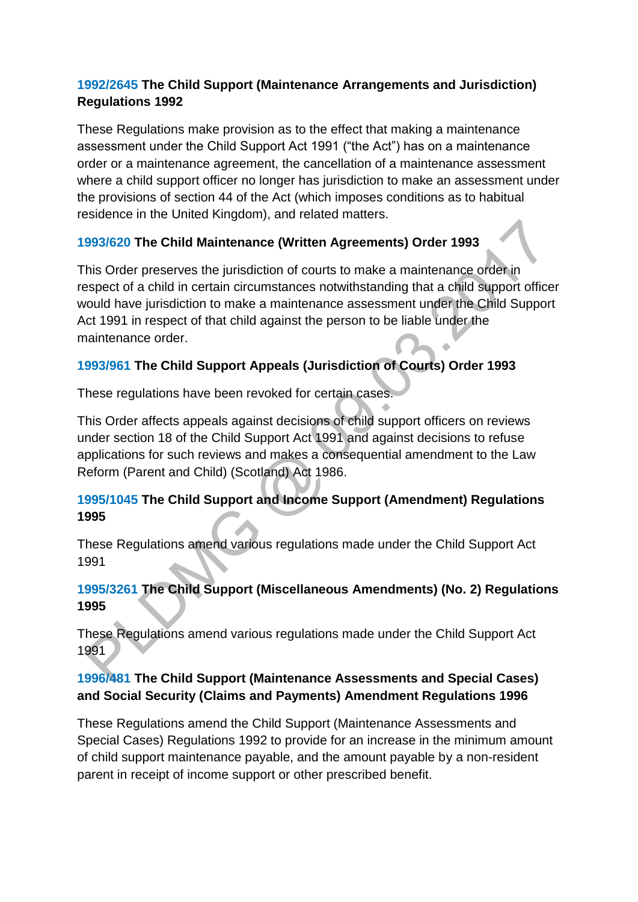**1992/2645 The Child Support (Maintenance Arrangements and Jurisdiction) Regulations 1992**

These Regulations make provision as to the effect that making a maintenance assessment under the Child Support Act 1991 ("the Act") has on a maintenance order or a maintenance agreement, the cancellation of a maintenance assessment where a child support officer no longer has jurisdiction to make an assessment under the provisions of section 44 of the Act (which imposes conditions as to habitual residence in the United Kingdom), and related matters.

**1993/620 The Child Maintenance (Written Agreements) Order 1993**

This Order preserves the jurisdiction of courts to make a maintenance order in respect of a child in certain circumstances notwithstanding that a child support officer would have jurisdiction to make a maintenance assessment under the Child Support Act 1991 in respect of that child against the person to be liable under the maintenance order.

**1993/961 The Child Support Appeals (Jurisdiction of Courts) Order 1993**

These regulations have been revoked for certain cases.

This Order affects appeals against decisions of child support officers on reviews under section 18 of the Child Support Act 1991 and against decisions to refuse applications for such reviews and makes a consequential amendment to the Law Reform (Parent and Child) (Scotland) Act 1986.

**1995/1045 The Child Support and Income Support (Amendment) Regulations 1995**

These Regulations amend various regulations made under the Child Support Act 1991

**1995/3261 The Child Support (Miscellaneous Amendments) (No. 2) Regulations 1995**

These Regulations amend various regulations made under the Child Support Act 1991

**1996/481 The Child Support (Maintenance Assessments and Special Cases) and Social Security (Claims and Payments) Amendment Regulations 1996**

These Regulations amend the Child Support (Maintenance Assessments and Special Cases) Regulations 1992 to provide for an increase in the minimum amount of child support maintenance payable, and the amount payable by a non-resident parent in receipt of income support or other prescribed benefit.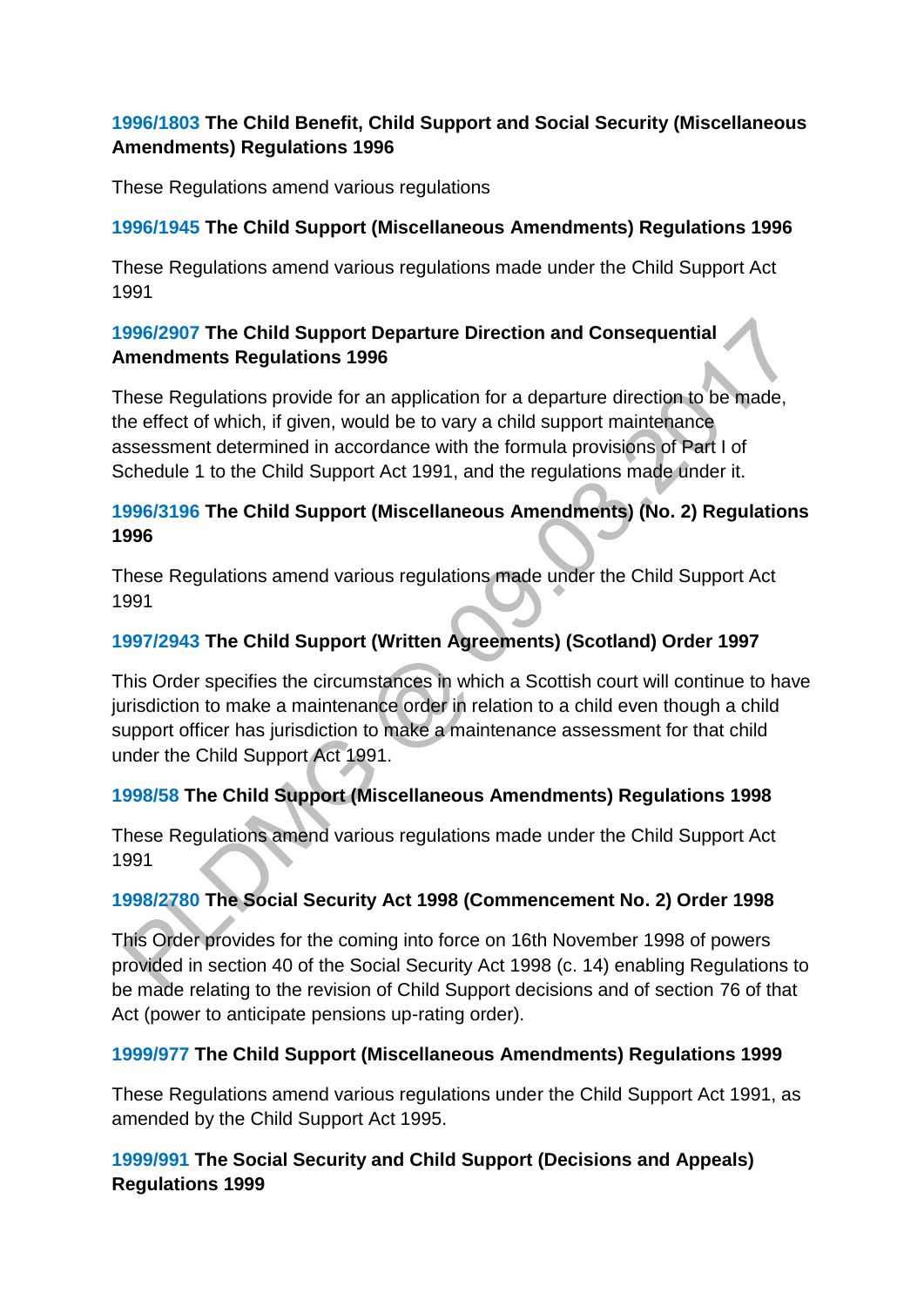**1996/1803 The Child Benefit, Child Support and Social Security (Miscellaneous Amendments) Regulations 1996**

These Regulations amend various regulations

**1996/1945 The Child Support (Miscellaneous Amendments) Regulations 1996**

These Regulations amend various regulations made under the Child Support Act 1991

**1996/2907 The Child Support Departure Direction and Consequential Amendments Regulations 1996**

These Regulations provide for an application for a departure direction to be made, the effect of which, if given, would be to vary a child support maintenance assessment determined in accordance with the formula provisions of Part I of Schedule 1 to the Child Support Act 1991, and the regulations made under it.

**1996/3196 The Child Support (Miscellaneous Amendments) (No. 2) Regulations 1996**

These Regulations amend various regulations made under the Child Support Act 1991

**1997/2943 The Child Support (Written Agreements) (Scotland) Order 1997**

This Order specifies the circumstances in which a Scottish court will continue to have jurisdiction to make a maintenance order in relation to a child even though a child support officer has jurisdiction to make a maintenance assessment for that child under the Child Support Act 1991.

**1998/58 The Child Support (Miscellaneous Amendments) Regulations 1998**

These Regulations amend various regulations made under the Child Support Act 1991

**1998/2780 The Social Security Act 1998 (Commencement No. 2) Order 1998**

This Order provides for the coming into force on 16th November 1998 of powers provided in section 40 of the Social Security Act 1998 (c. 14) enabling Regulations to be made relating to the revision of Child Support decisions and of section 76 of that Act (power to anticipate pensions up-rating order).

**1999/977 The Child Support (Miscellaneous Amendments) Regulations 1999**

These Regulations amend various regulations under the Child Support Act 1991, as amended by the Child Support Act 1995.

**1999/991 The Social Security and Child Support (Decisions and Appeals) Regulations 1999**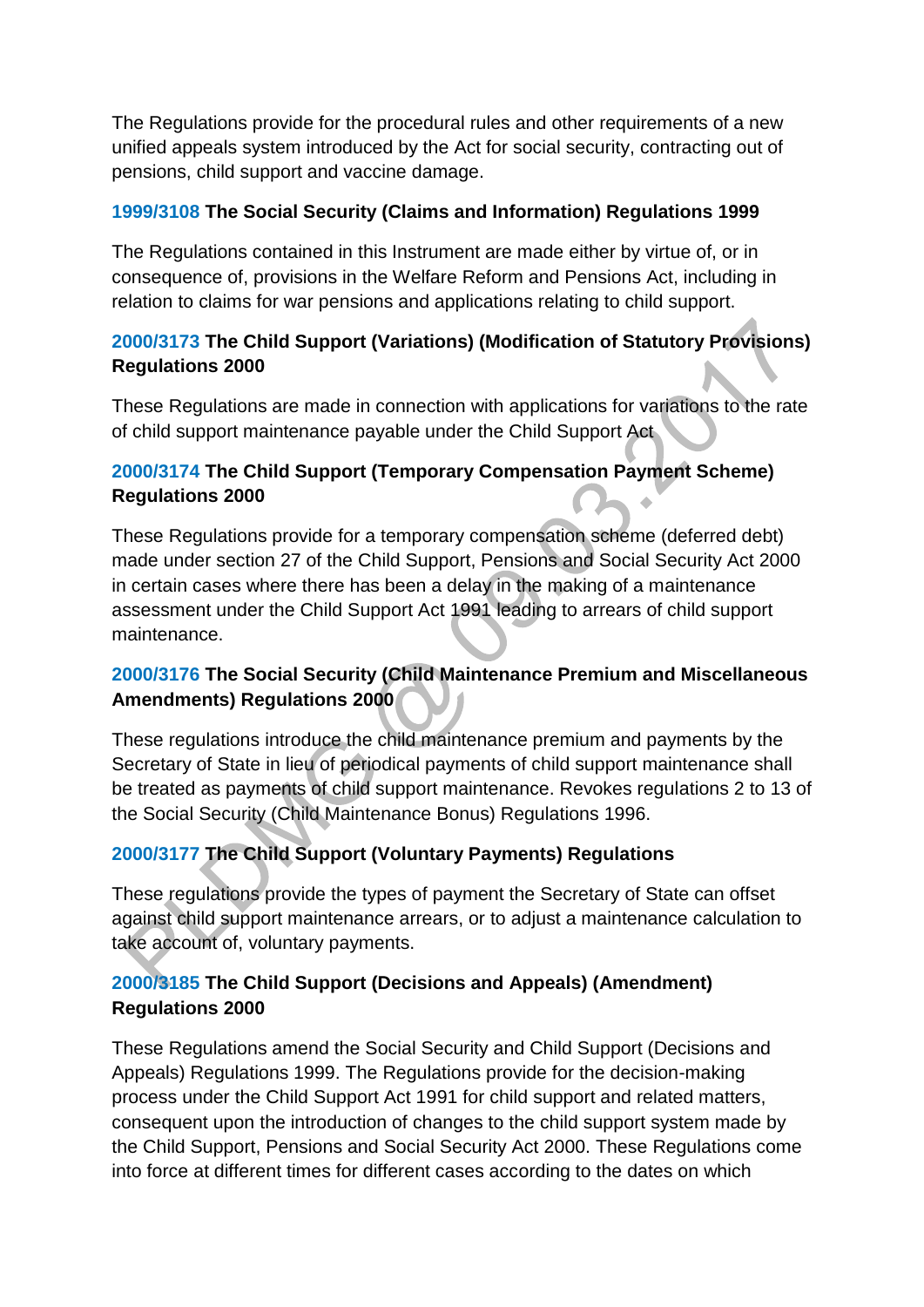The Regulations provide for the procedural rules and other requirements of a new unified appeals system introduced by the Act for social security, contracting out of pensions, child support and vaccine damage.

**1999/3108 The Social Security (Claims and Information) Regulations 1999**

The Regulations contained in this Instrument are made either by virtue of, or in consequence of, provisions in the Welfare Reform and Pensions Act, including in relation to claims for war pensions and applications relating to child support.

**2000/3173 The Child Support (Variations) (Modification of Statutory Provisions) Regulations 2000**

These Regulations are made in connection with applications for variations to the rate of child support maintenance payable under the Child Support Act

**2000/3174 The Child Support (Temporary Compensation Payment Scheme) Regulations 2000**

These Regulations provide for a temporary compensation scheme (deferred debt) made under section 27 of the Child Support, Pensions and Social Security Act 2000 in certain cases where there has been a delay in the making of a maintenance assessment under the Child Support Act 1991 leading to arrears of child support maintenance.

**2000/3176 The Social Security (Child Maintenance Premium and Miscellaneous Amendments) Regulations 2000**

These regulations introduce the child maintenance premium and payments by the Secretary of State in lieu of periodical payments of child support maintenance shall be treated as payments of child support maintenance. Revokes regulations 2 to 13 of the Social Security (Child Maintenance Bonus) Regulations 1996.

**2000/3177 The Child Support (Voluntary Payments) Regulations**

These regulations provide the types of payment the Secretary of State can offset against child support maintenance arrears, or to adjust a maintenance calculation to take account of, voluntary payments.

**2000/3185 The Child Support (Decisions and Appeals) (Amendment) Regulations 2000**

These Regulations amend the Social Security and Child Support (Decisions and Appeals) Regulations 1999. The Regulations provide for the decision-making process under the Child Support Act 1991 for child support and related matters, consequent upon the introduction of changes to the child support system made by the Child Support, Pensions and Social Security Act 2000. These Regulations come into force at different times for different cases according to the dates on which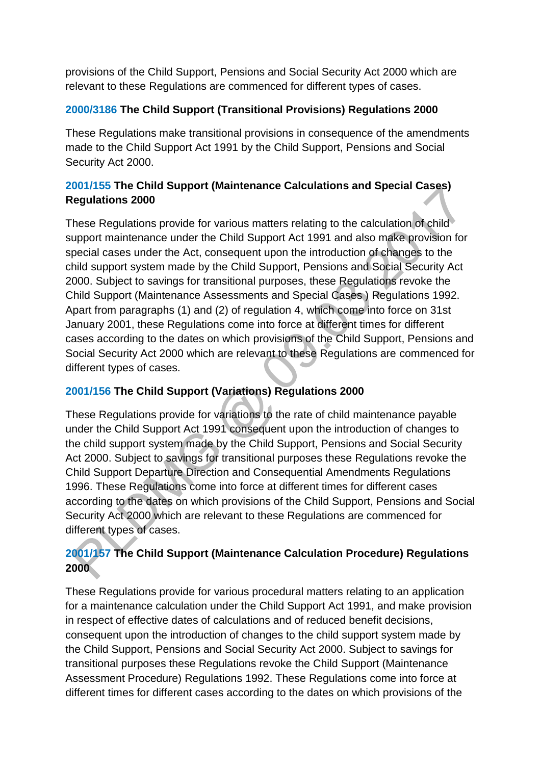provisions of the Child Support, Pensions and Social Security Act 2000 which are relevant to these Regulations are commenced for different types of cases.

**2000/3186 The Child Support (Transitional Provisions) Regulations 2000**

These Regulations make transitional provisions in consequence of the amendments made to the Child Support Act 1991 by the Child Support, Pensions and Social Security Act 2000.

**2001/155 The Child Support (Maintenance Calculations and Special Cases) Regulations 2000**

These Regulations provide for various matters relating to the calculation of child support maintenance under the Child Support Act 1991 and also make provision for special cases under the Act, consequent upon the introduction of changes to the child support system made by the Child Support, Pensions and Social Security Act 2000. Subject to savings for transitional purposes, these Regulations revoke the Child Support (Maintenance Assessments and Special Cases ) Regulations 1992. Apart from paragraphs (1) and (2) of regulation 4, which come into force on 31st January 2001, these Regulations come into force at different times for different cases according to the dates on which provisions of the Child Support, Pensions and Social Security Act 2000 which are relevant to these Regulations are commenced for different types of cases.

**2001/156 The Child Support (Variations) Regulations 2000**

These Regulations provide for variations to the rate of child maintenance payable under the Child Support Act 1991 consequent upon the introduction of changes to the child support system made by the Child Support, Pensions and Social Security Act 2000. Subject to savings for transitional purposes these Regulations revoke the Child Support Departure Direction and Consequential Amendments Regulations 1996. These Regulations come into force at different times for different cases according to the dates on which provisions of the Child Support, Pensions and Social Security Act 2000 which are relevant to these Regulations are commenced for different types of cases.

**2001/157 The Child Support (Maintenance Calculation Procedure) Regulations 2000**

These Regulations provide for various procedural matters relating to an application for a maintenance calculation under the Child Support Act 1991, and make provision in respect of effective dates of calculations and of reduced benefit decisions, consequent upon the introduction of changes to the child support system made by the Child Support, Pensions and Social Security Act 2000. Subject to savings for transitional purposes these Regulations revoke the Child Support (Maintenance Assessment Procedure) Regulations 1992. These Regulations come into force at different times for different cases according to the dates on which provisions of the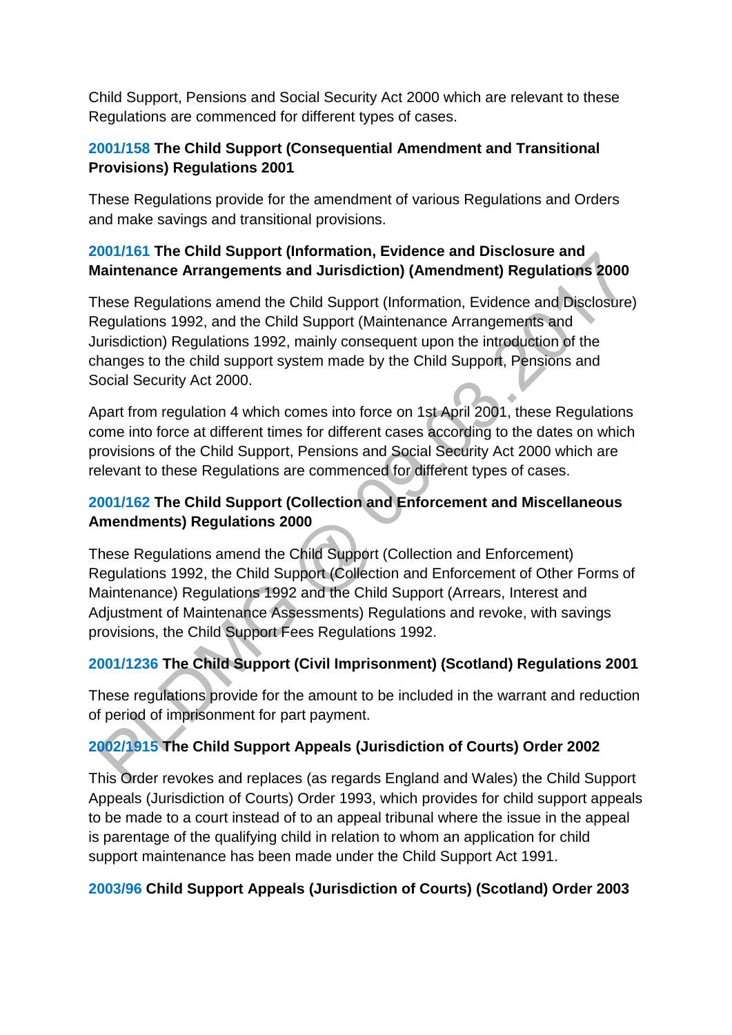Child Support, Pensions and Social Security Act 2000 which are relevant to these Regulations are commenced for different types of cases.

**2001/158 The Child Support (Consequential Amendment and Transitional Provisions) Regulations 2001**

These Regulations provide for the amendment of various Regulations and Orders and make savings and transitional provisions.

**2001/161 The Child Support (Information, Evidence and Disclosure and Maintenance Arrangements and Jurisdiction) (Amendment) Regulations 2000**

These Regulations amend the Child Support (Information, Evidence and Disclosure) Regulations 1992, and the Child Support (Maintenance Arrangements and Jurisdiction) Regulations 1992, mainly consequent upon the introduction of the changes to the child support system made by the Child Support, Pensions and Social Security Act 2000.

Apart from regulation 4 which comes into force on 1st April 2001, these Regulations come into force at different times for different cases according to the dates on which provisions of the Child Support, Pensions and Social Security Act 2000 which are relevant to these Regulations are commenced for different types of cases.

**2001/162 The Child Support (Collection and Enforcement and Miscellaneous Amendments) Regulations 2000**

These Regulations amend the Child Support (Collection and Enforcement) Regulations 1992, the Child Support (Collection and Enforcement of Other Forms of Maintenance) Regulations 1992 and the Child Support (Arrears, Interest and Adjustment of Maintenance Assessments) Regulations and revoke, with savings provisions, the Child Support Fees Regulations 1992.

**2001/1236 The Child Support (Civil Imprisonment) (Scotland) Regulations 2001**

These regulations provide for the amount to be included in the warrant and reduction of period of imprisonment for part payment.

**2002/1915 The Child Support Appeals (Jurisdiction of Courts) Order 2002**

This Order revokes and replaces (as regards England and Wales) the Child Support Appeals (Jurisdiction of Courts) Order 1993, which provides for child support appeals to be made to a court instead of to an appeal tribunal where the issue in the appeal is parentage of the qualifying child in relation to whom an application for child support maintenance has been made under the Child Support Act 1991.

**2003/96 Child Support Appeals (Jurisdiction of Courts) (Scotland) Order 2003**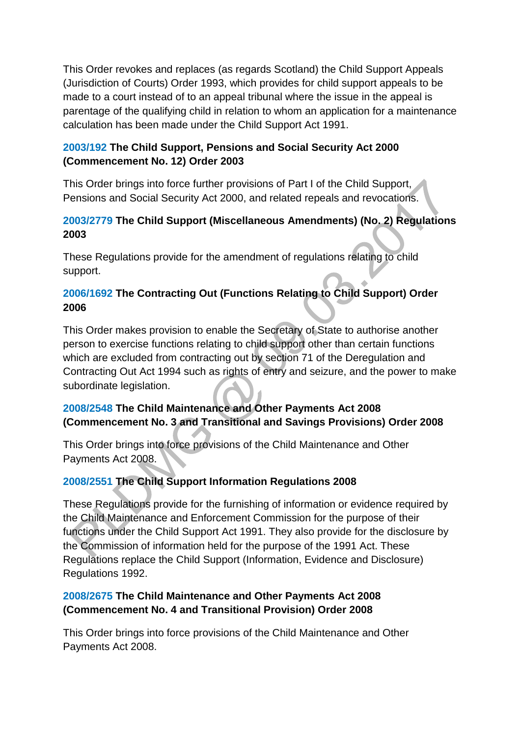This Order revokes and replaces (as regards Scotland) the Child Support Appeals (Jurisdiction of Courts) Order 1993, which provides for child support appeals to be made to a court instead of to an appeal tribunal where the issue in the appeal is parentage of the qualifying child in relation to whom an application for a maintenance calculation has been made under the Child Support Act 1991.

**2003/192 The Child Support, Pensions and Social Security Act 2000 (Commencement No. 12) Order 2003**

This Order brings into force further provisions of Part I of the Child Support, Pensions and Social Security Act 2000, and related repeals and revocations.

**2003/2779 The Child Support (Miscellaneous Amendments) (No. 2) Regulations 2003**

These Regulations provide for the amendment of regulations relating to child support.

**2006/1692 The Contracting Out (Functions Relating to Child Support) Order 2006**

This Order makes provision to enable the Secretary of State to authorise another person to exercise functions relating to child support other than certain functions which are excluded from contracting out by section 71 of the Deregulation and Contracting Out Act 1994 such as rights of entry and seizure, and the power to make subordinate legislation.

**2008/2548 The Child Maintenance and Other Payments Act 2008 (Commencement No. 3 and Transitional and Savings Provisions) Order 2008**

This Order brings into force provisions of the Child Maintenance and Other Payments Act 2008.

**2008/2551 The Child Support Information Regulations 2008**

These Regulations provide for the furnishing of information or evidence required by the Child Maintenance and Enforcement Commission for the purpose of their functions under the Child Support Act 1991. They also provide for the disclosure by the Commission of information held for the purpose of the 1991 Act. These Regulations replace the Child Support (Information, Evidence and Disclosure) Regulations 1992.

**2008/2675 The Child Maintenance and Other Payments Act 2008 (Commencement No. 4 and Transitional Provision) Order 2008**

This Order brings into force provisions of the Child Maintenance and Other Payments Act 2008.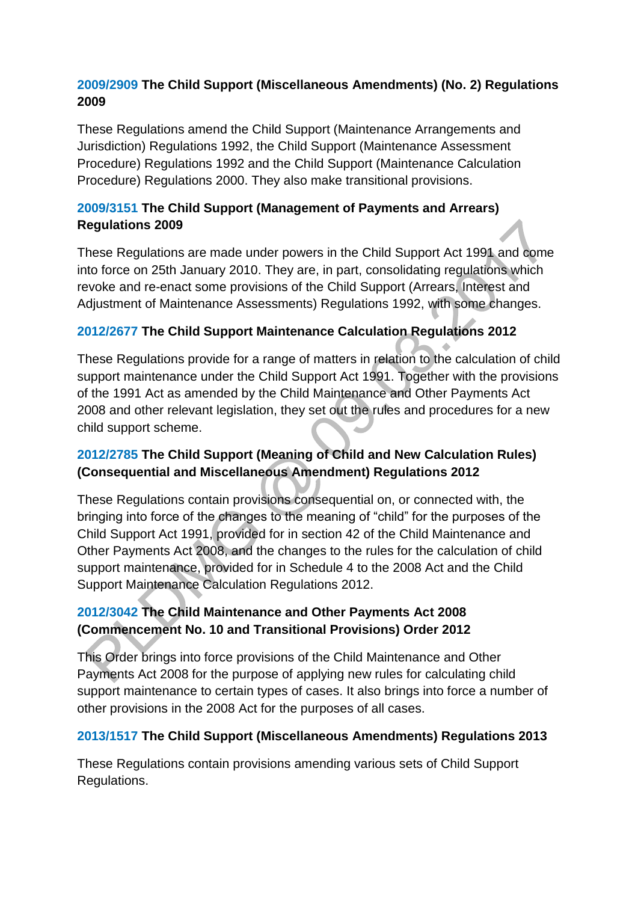**2009/2909 The Child Support (Miscellaneous Amendments) (No. 2) Regulations 2009**

These Regulations amend the Child Support (Maintenance Arrangements and Jurisdiction) Regulations 1992, the Child Support (Maintenance Assessment Procedure) Regulations 1992 and the Child Support (Maintenance Calculation Procedure) Regulations 2000. They also make transitional provisions.

**2009/3151 The Child Support (Management of Payments and Arrears) Regulations 2009**

These Regulations are made under powers in the Child Support Act 1991 and come into force on 25th January 2010. They are, in part, consolidating regulations which revoke and re-enact some provisions of the Child Support (Arrears, Interest and Adjustment of Maintenance Assessments) Regulations 1992, with some changes.

**2012/2677 The Child Support Maintenance Calculation Regulations 2012**

These Regulations provide for a range of matters in relation to the calculation of child support maintenance under the Child Support Act 1991. Together with the provisions of the 1991 Act as amended by the Child Maintenance and Other Payments Act 2008 and other relevant legislation, they set out the rules and procedures for a new child support scheme.

**2012/2785 The Child Support (Meaning of Child and New Calculation Rules) (Consequential and Miscellaneous Amendment) Regulations 2012**

These Regulations contain provisions consequential on, or connected with, the bringing into force of the changes to the meaning of "child" for the purposes of the Child Support Act 1991, provided for in section 42 of the Child Maintenance and Other Payments Act 2008, and the changes to the rules for the calculation of child support maintenance, provided for in Schedule 4 to the 2008 Act and the Child Support Maintenance Calculation Regulations 2012.

**2012/3042 The Child Maintenance and Other Payments Act 2008 (Commencement No. 10 and Transitional Provisions) Order 2012**

This Order brings into force provisions of the Child Maintenance and Other Payments Act 2008 for the purpose of applying new rules for calculating child support maintenance to certain types of cases. It also brings into force a number of other provisions in the 2008 Act for the purposes of all cases.

**2013/1517 The Child Support (Miscellaneous Amendments) Regulations 2013**

These Regulations contain provisions amending various sets of Child Support Regulations.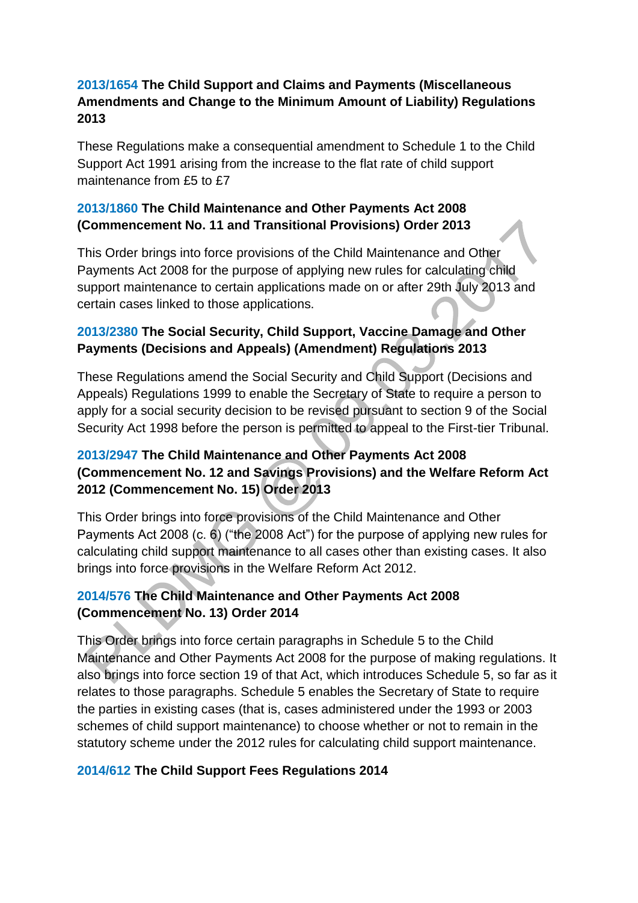**2013/1654 The Child Support and Claims and Payments (Miscellaneous Amendments and Change to the Minimum Amount of Liability) Regulations 2013**

These Regulations make a consequential amendment to Schedule 1 to the Child Support Act 1991 arising from the increase to the flat rate of child support maintenance from £5 to £7

**2013/1860 The Child Maintenance and Other Payments Act 2008 (Commencement No. 11 and Transitional Provisions) Order 2013**

This Order brings into force provisions of the Child Maintenance and Other Payments Act 2008 for the purpose of applying new rules for calculating child support maintenance to certain applications made on or after 29th July 2013 and certain cases linked to those applications.

**2013/2380 The Social Security, Child Support, Vaccine Damage and Other Payments (Decisions and Appeals) (Amendment) Regulations 2013**

These Regulations amend the Social Security and Child Support (Decisions and Appeals) Regulations 1999 to enable the Secretary of State to require a person to apply for a social security decision to be revised pursuant to section 9 of the Social Security Act 1998 before the person is permitted to appeal to the First-tier Tribunal.

**2013/2947 The Child Maintenance and Other Payments Act 2008 (Commencement No. 12 and Savings Provisions) and the Welfare Reform Act 2012 (Commencement No. 15) Order 2013**

This Order brings into force provisions of the Child Maintenance and Other Payments Act 2008 (c. 6) ("the 2008 Act") for the purpose of applying new rules for calculating child support maintenance to all cases other than existing cases. It also brings into force provisions in the Welfare Reform Act 2012.

**2014/576 The Child Maintenance and Other Payments Act 2008 (Commencement No. 13) Order 2014**

This Order brings into force certain paragraphs in Schedule 5 to the Child Maintenance and Other Payments Act 2008 for the purpose of making regulations. It also brings into force section 19 of that Act, which introduces Schedule 5, so far as it relates to those paragraphs. Schedule 5 enables the Secretary of State to require the parties in existing cases (that is, cases administered under the 1993 or 2003 schemes of child support maintenance) to choose whether or not to remain in the statutory scheme under the 2012 rules for calculating child support maintenance.

**2014/612 The Child Support Fees Regulations 2014**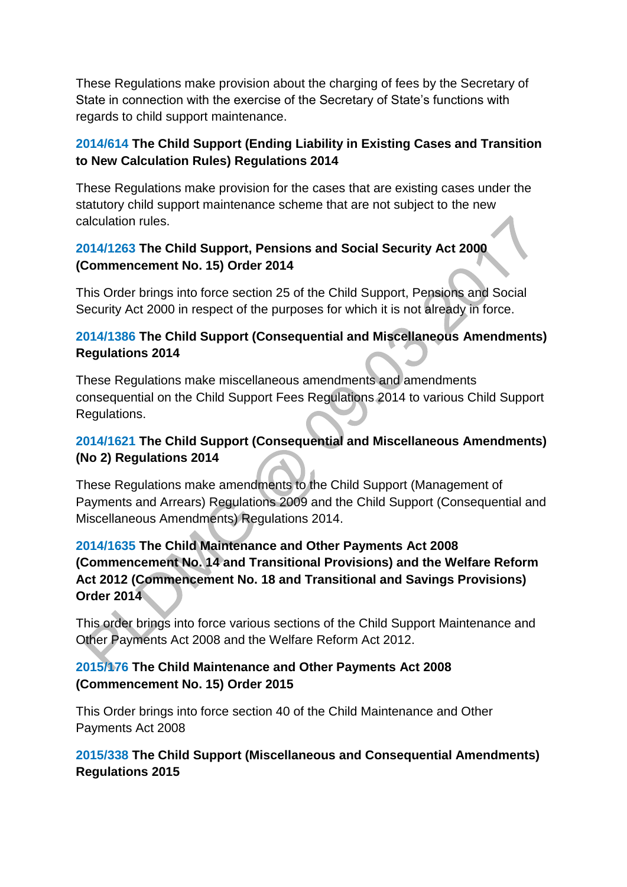These Regulations make provision about the charging of fees by the Secretary of State in connection with the exercise of the Secretary of State's functions with regards to child support maintenance.

**2014/614 The Child Support (Ending Liability in Existing Cases and Transition to New Calculation Rules) Regulations 2014**

These Regulations make provision for the cases that are existing cases under the statutory child support maintenance scheme that are not subject to the new calculation rules.

**2014/1263 The Child Support, Pensions and Social Security Act 2000 (Commencement No. 15) Order 2014**

This Order brings into force section 25 of the Child Support, Pensions and Social Security Act 2000 in respect of the purposes for which it is not already in force.

**2014/1386 The Child Support (Consequential and Miscellaneous Amendments) Regulations 2014**

These Regulations make miscellaneous amendments and amendments consequential on the Child Support Fees Regulations 2014 to various Child Support Regulations.

**2014/1621 The Child Support (Consequential and Miscellaneous Amendments) (No 2) Regulations 2014**

These Regulations make amendments to the Child Support (Management of Payments and Arrears) Regulations 2009 and the Child Support (Consequential and Miscellaneous Amendments) Regulations 2014.

**2014/1635 The Child Maintenance and Other Payments Act 2008 (Commencement No. 14 and Transitional Provisions) and the Welfare Reform Act 2012 (Commencement No. 18 and Transitional and Savings Provisions) Order 2014**

This order brings into force various sections of the Child Support Maintenance and Other Payments Act 2008 and the Welfare Reform Act 2012.

**2015/176 The Child Maintenance and Other Payments Act 2008 (Commencement No. 15) Order 2015**

This Order brings into force section 40 of the Child Maintenance and Other Payments Act 2008

**2015/338 The Child Support (Miscellaneous and Consequential Amendments) Regulations 2015**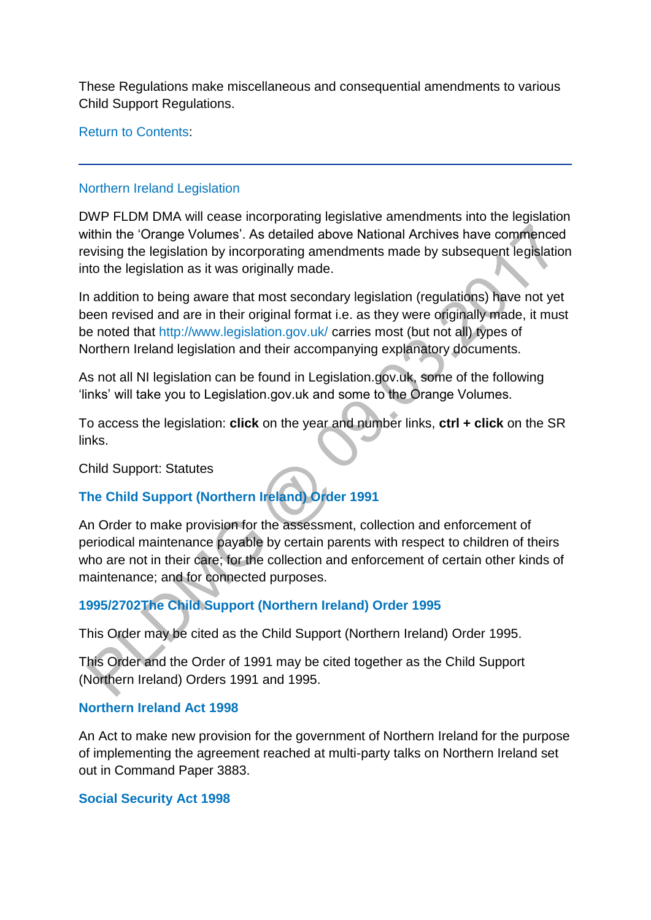These Regulations make miscellaneous and consequential amendments to various Child Support Regulations.

Return to Contents:

---

Northern Ireland Legislation

DWP FLDM DMA will cease incorporating legislative amendments into the legislation within the 'Orange Volumes'. As detailed above National Archives have commenced revising the legislation by incorporating amendments made by subsequent legislation into the legislation as it was originally made.

In addition to being aware that most secondary legislation (regulations) have not yet been revised and are in their original format i.e. as they were originally made, it must be noted that http://www.legislation.gov.uk/ carries most (but not all) types of Northern Ireland legislation and their accompanying explanatory documents.

As not all NI legislation can be found in Legislation.gov.uk, some of the following 'links' will take you to Legislation.gov.uk and some to the Orange Volumes.

To access the legislation: **click** on the year and number links, **ctrl + click** on the SR links.

Child Support: Statutes

**The Child Support (Northern Ireland) Order 1991**

An Order to make provision for the assessment, collection and enforcement of periodical maintenance payable by certain parents with respect to children of theirs who are not in their care; for the collection and enforcement of certain other kinds of maintenance; and for connected purposes.

**1995/2702The Child Support (Northern Ireland) Order 1995**

This Order may be cited as the Child Support (Northern Ireland) Order 1995.

This Order and the Order of 1991 may be cited together as the Child Support (Northern Ireland) Orders 1991 and 1995.

**Northern Ireland Act 1998**

An Act to make new provision for the government of Northern Ireland for the purpose of implementing the agreement reached at multi-party talks on Northern Ireland set out in Command Paper 3883.

**Social Security Act 1998**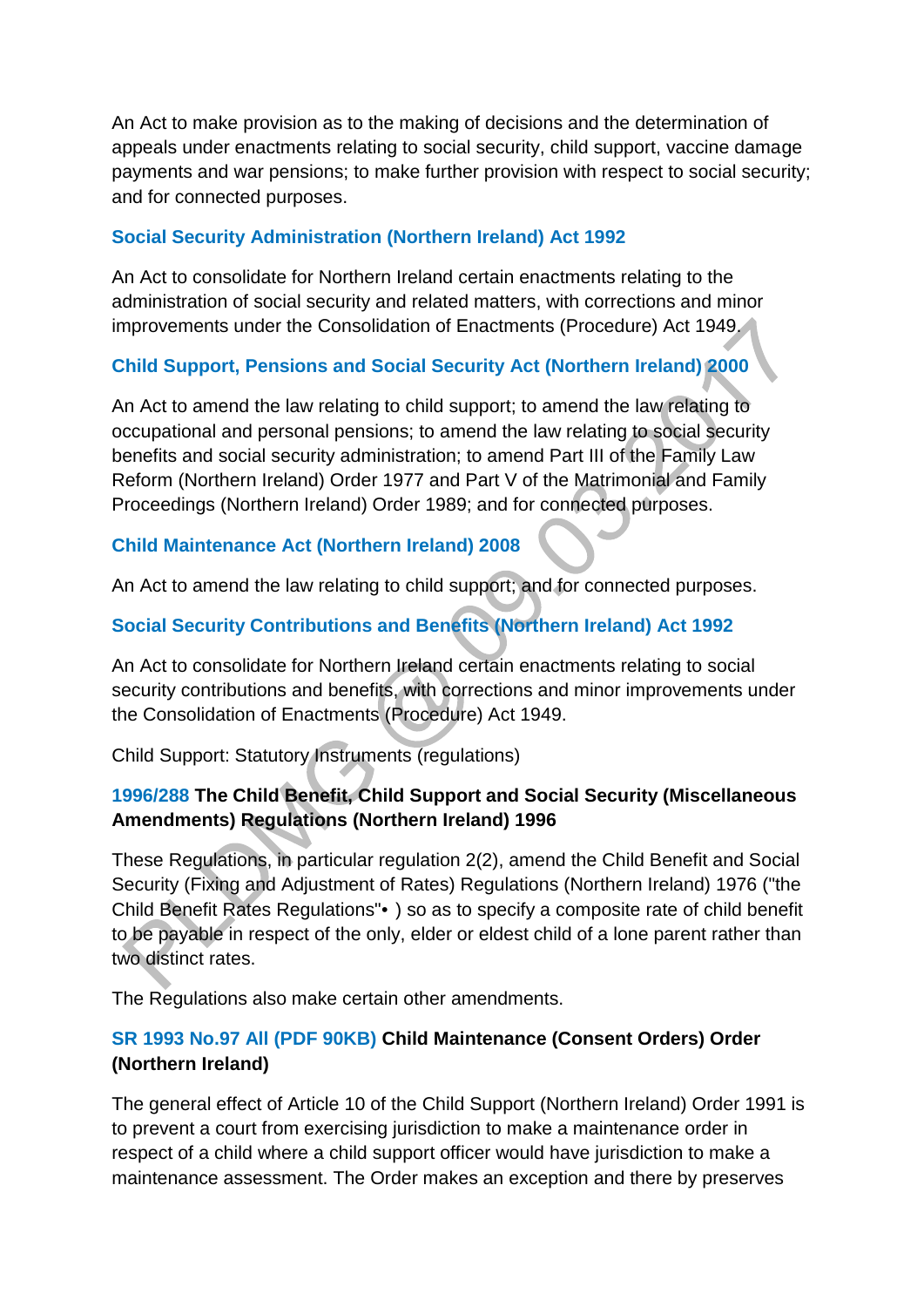An Act to make provision as to the making of decisions and the determination of appeals under enactments relating to social security, child support, vaccine damage payments and war pensions; to make further provision with respect to social security; and for connected purposes.

### Social Security Administration (Northern Ireland) Act 1992

An Act to consolidate for Northern Ireland certain enactments relating to the administration of social security and related matters, with corrections and minor improvements under the Consolidation of Enactments (Procedure) Act 1949.

### Child Support, Pensions and Social Security Act (Northern Ireland) 2000

An Act to amend the law relating to child support; to amend the law relating to occupational and personal pensions; to amend the law relating to social security benefits and social security administration; to amend Part III of the Family Law Reform (Northern Ireland) Order 1977 and Part V of the Matrimonial and Family Proceedings (Northern Ireland) Order 1989; and for connected purposes.

### Child Maintenance Act (Northern Ireland) 2008

An Act to amend the law relating to child support; and for connected purposes.

### Social Security Contributions and Benefits (Northern Ireland) Act 1992

An Act to consolidate for Northern Ireland certain enactments relating to social security contributions and benefits, with corrections and minor improvements under the Consolidation of Enactments (Procedure) Act 1949.

Child Support: Statutory Instruments (regulations)

### 1996/288 **The Child Benefit, Child Support and Social Security (Miscellaneous Amendments) Regulations (Northern Ireland) 1996**

These Regulations, in particular regulation 2(2), amend the Child Benefit and Social Security (Fixing and Adjustment of Rates) Regulations (Northern Ireland) 1976 ("the Child Benefit Rates Regulations"• ) so as to specify a composite rate of child benefit to be payable in respect of the only, elder or eldest child of a lone parent rather than two distinct rates.

The Regulations also make certain other amendments.

### SR 1993 No.97 All (PDF 90KB) **Child Maintenance (Consent Orders) Order (Northern Ireland)**

The general effect of Article 10 of the Child Support (Northern Ireland) Order 1991 is to prevent a court from exercising jurisdiction to make a maintenance order in respect of a child where a child support officer would have jurisdiction to make a maintenance assessment. The Order makes an exception and there by preserves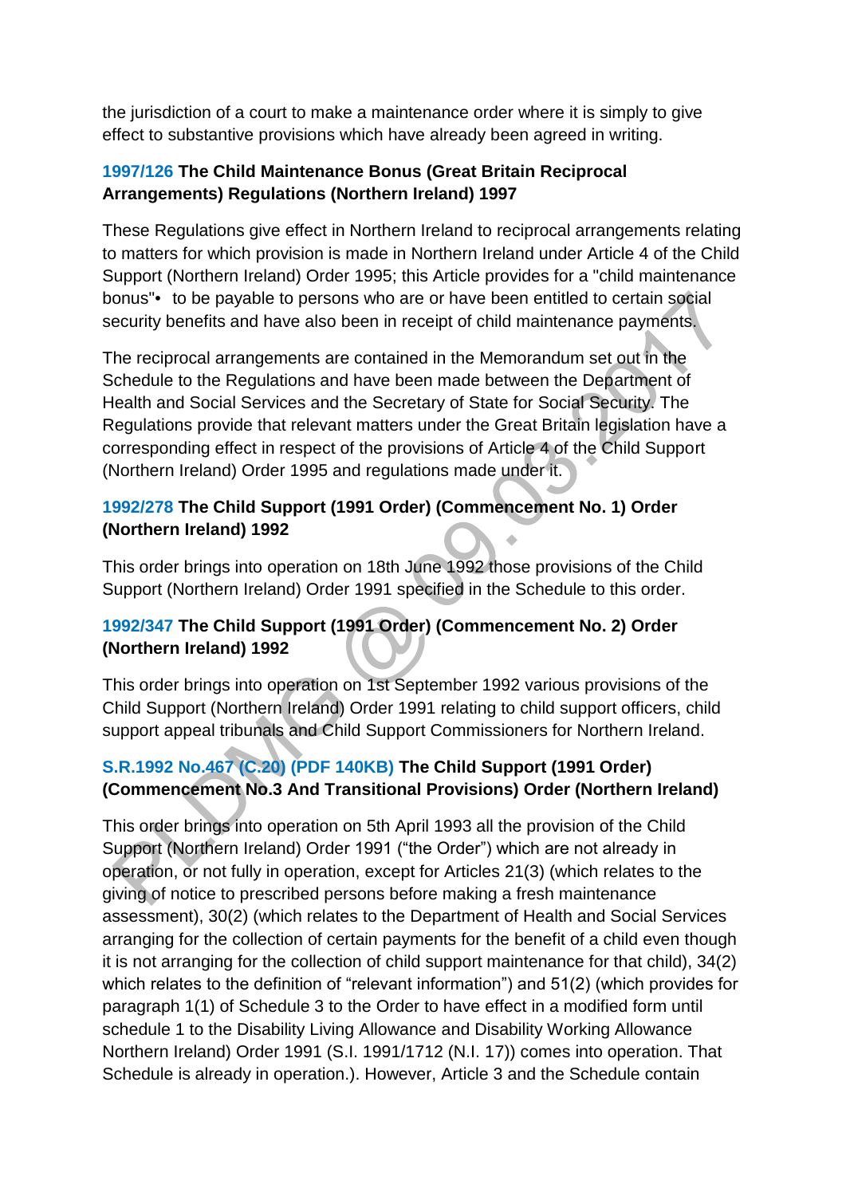the jurisdiction of a court to make a maintenance order where it is simply to give effect to substantive provisions which have already been agreed in writing.

### 1997/126 The Child Maintenance Bonus (Great Britain Reciprocal Arrangements) Regulations (Northern Ireland) 1997

These Regulations give effect in Northern Ireland to reciprocal arrangements relating to matters for which provision is made in Northern Ireland under Article 4 of the Child Support (Northern Ireland) Order 1995; this Article provides for a "child maintenance bonus"• to be payable to persons who are or have been entitled to certain social security benefits and have also been in receipt of child maintenance payments.

The reciprocal arrangements are contained in the Memorandum set out in the Schedule to the Regulations and have been made between the Department of Health and Social Services and the Secretary of State for Social Security. The Regulations provide that relevant matters under the Great Britain legislation have a corresponding effect in respect of the provisions of Article 4 of the Child Support (Northern Ireland) Order 1995 and regulations made under it.

### 1992/278 The Child Support (1991 Order) (Commencement No. 1) Order (Northern Ireland) 1992

This order brings into operation on 18th June 1992 those provisions of the Child Support (Northern Ireland) Order 1991 specified in the Schedule to this order.

### 1992/347 The Child Support (1991 Order) (Commencement No. 2) Order (Northern Ireland) 1992

This order brings into operation on 1st September 1992 various provisions of the Child Support (Northern Ireland) Order 1991 relating to child support officers, child support appeal tribunals and Child Support Commissioners for Northern Ireland.

### S.R.1992 No.467 (C.20) (PDF 140KB) The Child Support (1991 Order) (Commencement No.3 And Transitional Provisions) Order (Northern Ireland)

This order brings into operation on 5th April 1993 all the provision of the Child Support (Northern Ireland) Order 1991 ("the Order") which are not already in operation, or not fully in operation, except for Articles 21(3) (which relates to the giving of notice to prescribed persons before making a fresh maintenance assessment), 30(2) (which relates to the Department of Health and Social Services arranging for the collection of certain payments for the benefit of a child even though it is not arranging for the collection of child support maintenance for that child), 34(2) which relates to the definition of "relevant information") and 51(2) (which provides for paragraph 1(1) of Schedule 3 to the Order to have effect in a modified form until schedule 1 to the Disability Living Allowance and Disability Working Allowance Northern Ireland) Order 1991 (S.I. 1991/1712 (N.I. 17)) comes into operation. That Schedule is already in operation.). However, Article 3 and the Schedule contain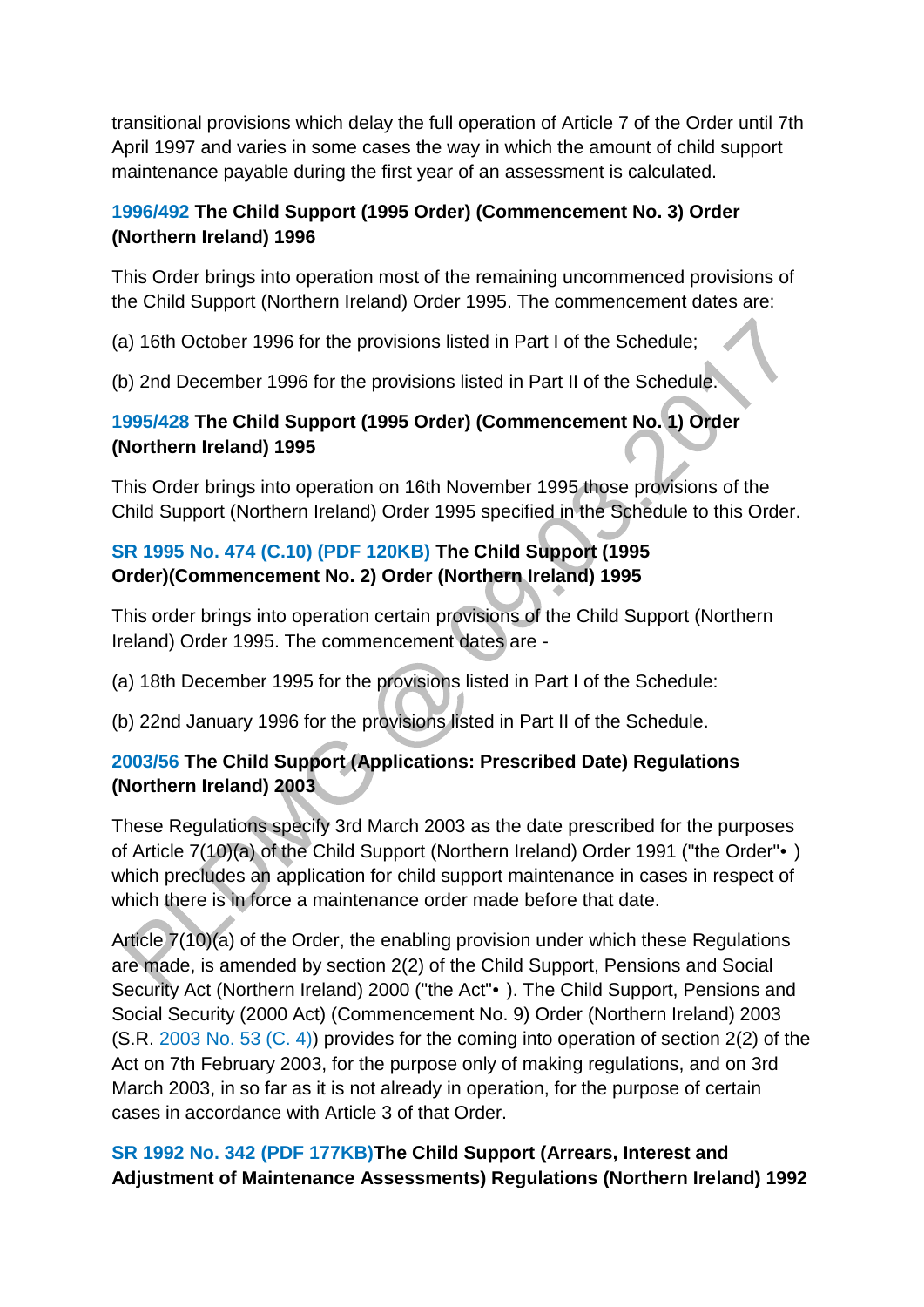transitional provisions which delay the full operation of Article 7 of the Order until 7th April 1997 and varies in some cases the way in which the amount of child support maintenance payable during the first year of an assessment is calculated.

**1996/492 The Child Support (1995 Order) (Commencement No. 3) Order (Northern Ireland) 1996**

This Order brings into operation most of the remaining uncommenced provisions of the Child Support (Northern Ireland) Order 1995. The commencement dates are:

(a) 16th October 1996 for the provisions listed in Part I of the Schedule;

(b) 2nd December 1996 for the provisions listed in Part II of the Schedule.

**1995/428 The Child Support (1995 Order) (Commencement No. 1) Order (Northern Ireland) 1995**

This Order brings into operation on 16th November 1995 those provisions of the Child Support (Northern Ireland) Order 1995 specified in the Schedule to this Order.

**SR 1995 No. 474 (C.10) (PDF 120KB) The Child Support (1995 Order)(Commencement No. 2) Order (Northern Ireland) 1995**

This order brings into operation certain provisions of the Child Support (Northern Ireland) Order 1995. The commencement dates are -

(a) 18th December 1995 for the provisions listed in Part I of the Schedule:

(b) 22nd January 1996 for the provisions listed in Part II of the Schedule.

**2003/56 The Child Support (Applications: Prescribed Date) Regulations (Northern Ireland) 2003**

These Regulations specify 3rd March 2003 as the date prescribed for the purposes of Article 7(10)(a) of the Child Support (Northern Ireland) Order 1991 ("the Order"• ) which precludes an application for child support maintenance in cases in respect of which there is in force a maintenance order made before that date.

Article 7(10)(a) of the Order, the enabling provision under which these Regulations are made, is amended by section 2(2) of the Child Support, Pensions and Social Security Act (Northern Ireland) 2000 ("the Act"• ). The Child Support, Pensions and Social Security (2000 Act) (Commencement No. 9) Order (Northern Ireland) 2003 (S.R. 2003 No. 53 (C. 4)) provides for the coming into operation of section 2(2) of the Act on 7th February 2003, for the purpose only of making regulations, and on 3rd March 2003, in so far as it is not already in operation, for the purpose of certain cases in accordance with Article 3 of that Order.

**SR 1992 No. 342 (PDF 177KB)The Child Support (Arrears, Interest and Adjustment of Maintenance Assessments) Regulations (Northern Ireland) 1992**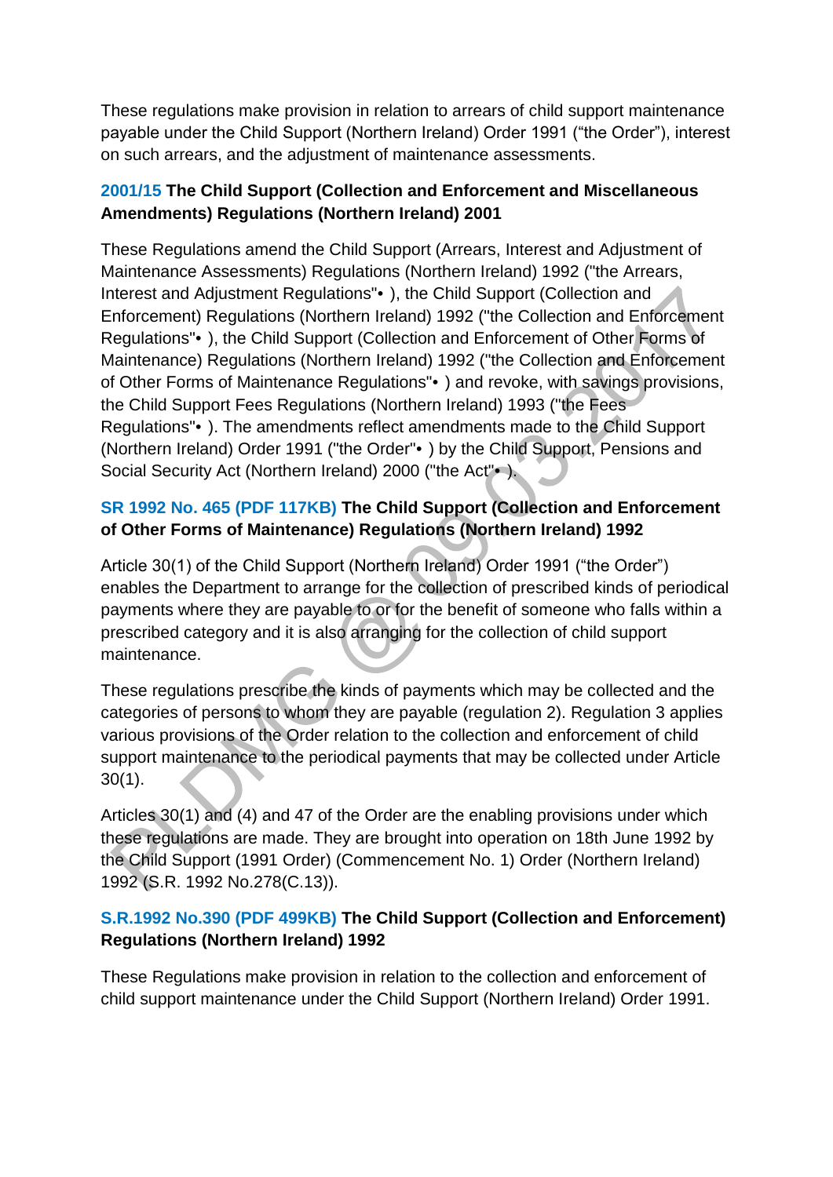These regulations make provision in relation to arrears of child support maintenance payable under the Child Support (Northern Ireland) Order 1991 ("the Order"), interest on such arrears, and the adjustment of maintenance assessments.

### 2001/15 The Child Support (Collection and Enforcement and Miscellaneous Amendments) Regulations (Northern Ireland) 2001

These Regulations amend the Child Support (Arrears, Interest and Adjustment of Maintenance Assessments) Regulations (Northern Ireland) 1992 ("the Arrears, Interest and Adjustment Regulations"• ), the Child Support (Collection and Enforcement) Regulations (Northern Ireland) 1992 ("the Collection and Enforcement Regulations"• ), the Child Support (Collection and Enforcement of Other Forms of Maintenance) Regulations (Northern Ireland) 1992 ("the Collection and Enforcement of Other Forms of Maintenance Regulations"• ) and revoke, with savings provisions, the Child Support Fees Regulations (Northern Ireland) 1993 ("the Fees Regulations"• ). The amendments reflect amendments made to the Child Support (Northern Ireland) Order 1991 ("the Order"• ) by the Child Support, Pensions and Social Security Act (Northern Ireland) 2000 ("the Act"• ).

### SR 1992 No. 465 (PDF 117KB) The Child Support (Collection and Enforcement of Other Forms of Maintenance) Regulations (Northern Ireland) 1992

Article 30(1) of the Child Support (Northern Ireland) Order 1991 ("the Order") enables the Department to arrange for the collection of prescribed kinds of periodical payments where they are payable to or for the benefit of someone who falls within a prescribed category and it is also arranging for the collection of child support maintenance.

These regulations prescribe the kinds of payments which may be collected and the categories of persons to whom they are payable (regulation 2). Regulation 3 applies various provisions of the Order relation to the collection and enforcement of child support maintenance to the periodical payments that may be collected under Article 30(1).

Articles 30(1) and (4) and 47 of the Order are the enabling provisions under which these regulations are made. They are brought into operation on 18th June 1992 by the Child Support (1991 Order) (Commencement No. 1) Order (Northern Ireland) 1992 (S.R. 1992 No.278(C.13)).

### S.R.1992 No.390 (PDF 499KB) The Child Support (Collection and Enforcement) Regulations (Northern Ireland) 1992

These Regulations make provision in relation to the collection and enforcement of child support maintenance under the Child Support (Northern Ireland) Order 1991.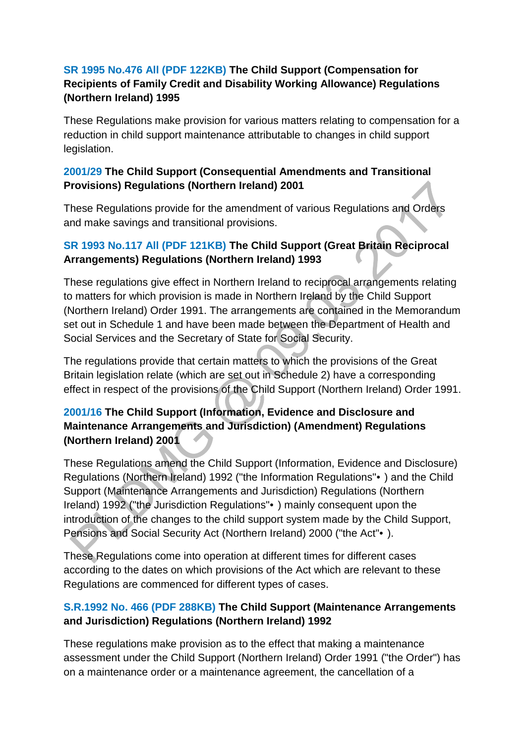**SR 1995 No.476 All (PDF 122KB) The Child Support (Compensation for Recipients of Family Credit and Disability Working Allowance) Regulations (Northern Ireland) 1995**

These Regulations make provision for various matters relating to compensation for a reduction in child support maintenance attributable to changes in child support legislation.

**2001/29 The Child Support (Consequential Amendments and Transitional Provisions) Regulations (Northern Ireland) 2001**

These Regulations provide for the amendment of various Regulations and Orders and make savings and transitional provisions.

**SR 1993 No.117 All (PDF 121KB) The Child Support (Great Britain Reciprocal Arrangements) Regulations (Northern Ireland) 1993**

These regulations give effect in Northern Ireland to reciprocal arrangements relating to matters for which provision is made in Northern Ireland by the Child Support (Northern Ireland) Order 1991. The arrangements are contained in the Memorandum set out in Schedule 1 and have been made between the Department of Health and Social Services and the Secretary of State for Social Security.

The regulations provide that certain matters to which the provisions of the Great Britain legislation relate (which are set out in Schedule 2) have a corresponding effect in respect of the provisions of the Child Support (Northern Ireland) Order 1991.

**2001/16 The Child Support (Information, Evidence and Disclosure and Maintenance Arrangements and Jurisdiction) (Amendment) Regulations (Northern Ireland) 2001**

These Regulations amend the Child Support (Information, Evidence and Disclosure) Regulations (Northern Ireland) 1992 ("the Information Regulations"• ) and the Child Support (Maintenance Arrangements and Jurisdiction) Regulations (Northern Ireland) 1992 ("the Jurisdiction Regulations"• ) mainly consequent upon the introduction of the changes to the child support system made by the Child Support, Pensions and Social Security Act (Northern Ireland) 2000 ("the Act"• ).

These Regulations come into operation at different times for different cases according to the dates on which provisions of the Act which are relevant to these Regulations are commenced for different types of cases.

**S.R.1992 No. 466 (PDF 288KB) The Child Support (Maintenance Arrangements and Jurisdiction) Regulations (Northern Ireland) 1992**

These regulations make provision as to the effect that making a maintenance assessment under the Child Support (Northern Ireland) Order 1991 ("the Order") has on a maintenance order or a maintenance agreement, the cancellation of a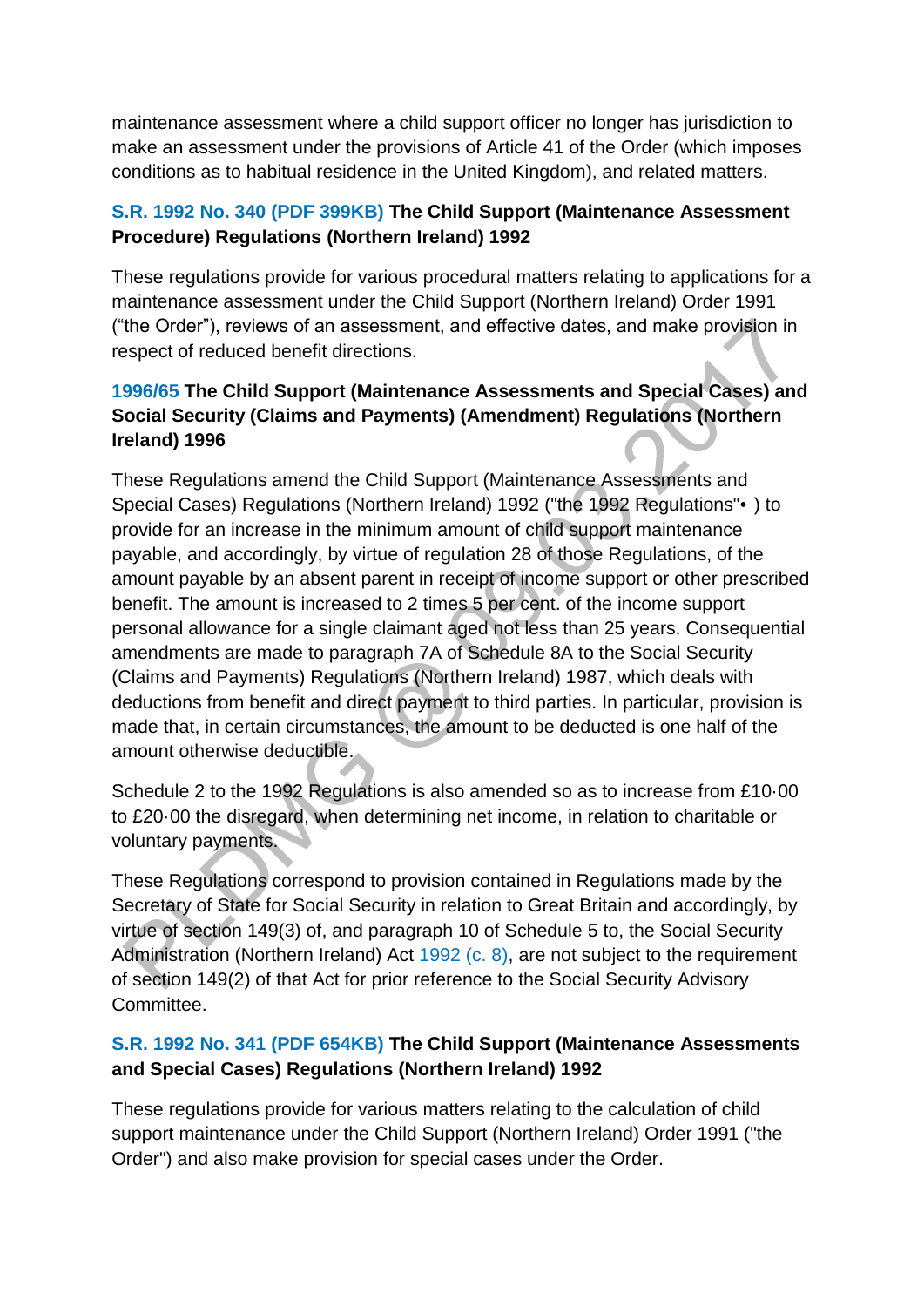maintenance assessment where a child support officer no longer has jurisdiction to make an assessment under the provisions of Article 41 of the Order (which imposes conditions as to habitual residence in the United Kingdom), and related matters.

**S.R. 1992 No. 340 (PDF 399KB) The Child Support (Maintenance Assessment Procedure) Regulations (Northern Ireland) 1992**

These regulations provide for various procedural matters relating to applications for a maintenance assessment under the Child Support (Northern Ireland) Order 1991 ("the Order"), reviews of an assessment, and effective dates, and make provision in respect of reduced benefit directions.

**1996/65 The Child Support (Maintenance Assessments and Special Cases) and Social Security (Claims and Payments) (Amendment) Regulations (Northern Ireland) 1996**

These Regulations amend the Child Support (Maintenance Assessments and Special Cases) Regulations (Northern Ireland) 1992 ("the 1992 Regulations"• ) to provide for an increase in the minimum amount of child support maintenance payable, and accordingly, by virtue of regulation 28 of those Regulations, of the amount payable by an absent parent in receipt of income support or other prescribed benefit. The amount is increased to 2 times 5 per cent. of the income support personal allowance for a single claimant aged not less than 25 years. Consequential amendments are made to paragraph 7A of Schedule 8A to the Social Security (Claims and Payments) Regulations (Northern Ireland) 1987, which deals with deductions from benefit and direct payment to third parties. In particular, provision is made that, in certain circumstances, the amount to be deducted is one half of the amount otherwise deductible.

Schedule 2 to the 1992 Regulations is also amended so as to increase from £10·00 to £20·00 the disregard, when determining net income, in relation to charitable or voluntary payments.

These Regulations correspond to provision contained in Regulations made by the Secretary of State for Social Security in relation to Great Britain and accordingly, by virtue of section 149(3) of, and paragraph 10 of Schedule 5 to, the Social Security Administration (Northern Ireland) Act 1992 (c. 8), are not subject to the requirement of section 149(2) of that Act for prior reference to the Social Security Advisory Committee.

**S.R. 1992 No. 341 (PDF 654KB) The Child Support (Maintenance Assessments and Special Cases) Regulations (Northern Ireland) 1992**

These regulations provide for various matters relating to the calculation of child support maintenance under the Child Support (Northern Ireland) Order 1991 ("the Order") and also make provision for special cases under the Order.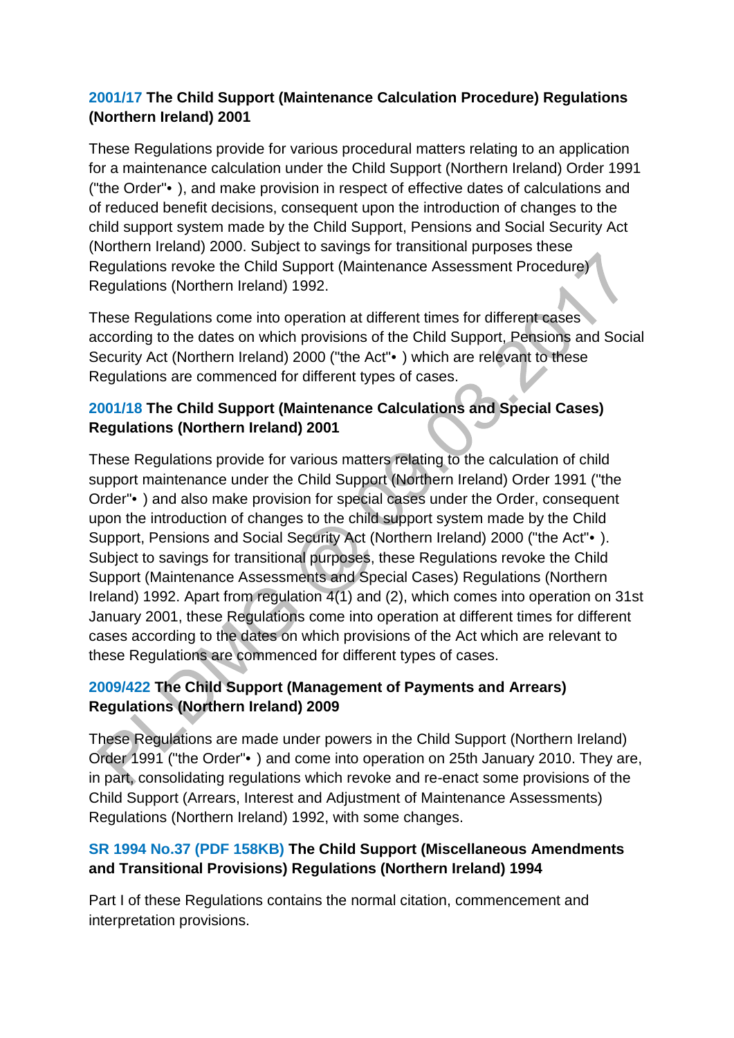**2001/17 The Child Support (Maintenance Calculation Procedure) Regulations (Northern Ireland) 2001**

These Regulations provide for various procedural matters relating to an application for a maintenance calculation under the Child Support (Northern Ireland) Order 1991 ("the Order"• ), and make provision in respect of effective dates of calculations and of reduced benefit decisions, consequent upon the introduction of changes to the child support system made by the Child Support, Pensions and Social Security Act (Northern Ireland) 2000. Subject to savings for transitional purposes these Regulations revoke the Child Support (Maintenance Assessment Procedure) Regulations (Northern Ireland) 1992.

These Regulations come into operation at different times for different cases according to the dates on which provisions of the Child Support, Pensions and Social Security Act (Northern Ireland) 2000 ("the Act"• ) which are relevant to these Regulations are commenced for different types of cases.

**2001/18 The Child Support (Maintenance Calculations and Special Cases) Regulations (Northern Ireland) 2001**

These Regulations provide for various matters relating to the calculation of child support maintenance under the Child Support (Northern Ireland) Order 1991 ("the Order"• ) and also make provision for special cases under the Order, consequent upon the introduction of changes to the child support system made by the Child Support, Pensions and Social Security Act (Northern Ireland) 2000 ("the Act"• ). Subject to savings for transitional purposes, these Regulations revoke the Child Support (Maintenance Assessments and Special Cases) Regulations (Northern Ireland) 1992. Apart from regulation 4(1) and (2), which comes into operation on 31st January 2001, these Regulations come into operation at different times for different cases according to the dates on which provisions of the Act which are relevant to these Regulations are commenced for different types of cases.

**2009/422 The Child Support (Management of Payments and Arrears) Regulations (Northern Ireland) 2009**

These Regulations are made under powers in the Child Support (Northern Ireland) Order 1991 ("the Order"• ) and come into operation on 25th January 2010. They are, in part, consolidating regulations which revoke and re-enact some provisions of the Child Support (Arrears, Interest and Adjustment of Maintenance Assessments) Regulations (Northern Ireland) 1992, with some changes.

**SR 1994 No.37 (PDF 158KB) The Child Support (Miscellaneous Amendments and Transitional Provisions) Regulations (Northern Ireland) 1994**

Part I of these Regulations contains the normal citation, commencement and interpretation provisions.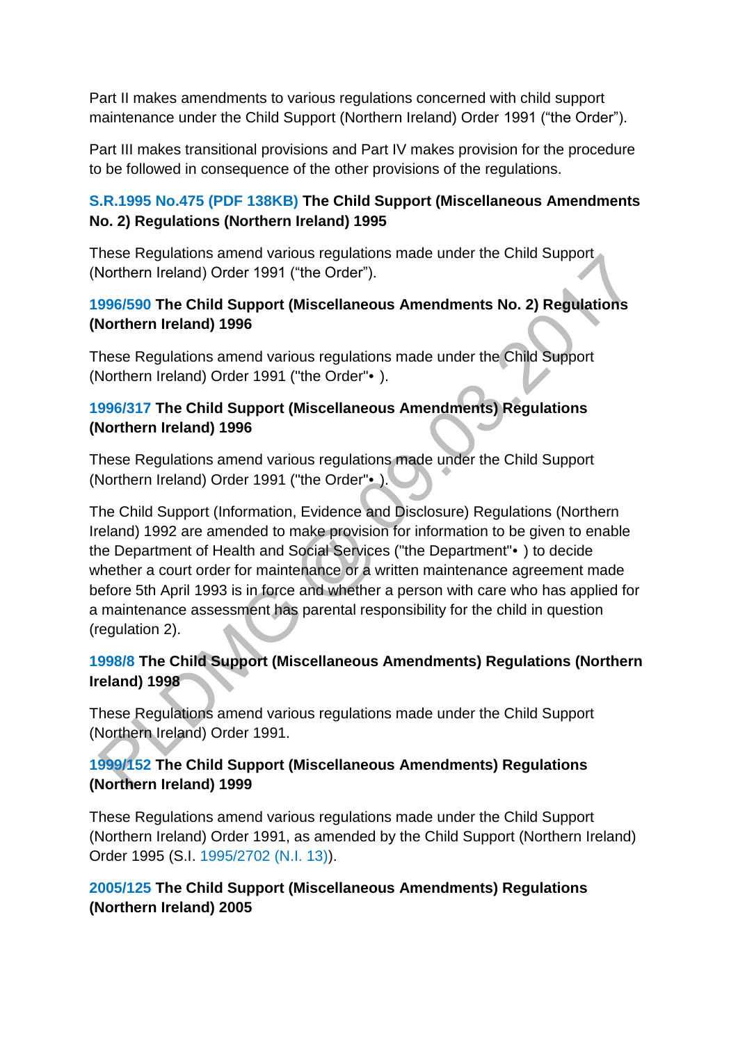Part II makes amendments to various regulations concerned with child support maintenance under the Child Support (Northern Ireland) Order 1991 ("the Order").

Part III makes transitional provisions and Part IV makes provision for the procedure to be followed in consequence of the other provisions of the regulations.

**S.R.1995 No.475 (PDF 138KB) The Child Support (Miscellaneous Amendments No. 2) Regulations (Northern Ireland) 1995**

These Regulations amend various regulations made under the Child Support (Northern Ireland) Order 1991 ("the Order").

**1996/590 The Child Support (Miscellaneous Amendments No. 2) Regulations (Northern Ireland) 1996**

These Regulations amend various regulations made under the Child Support (Northern Ireland) Order 1991 ("the Order"• ).

**1996/317 The Child Support (Miscellaneous Amendments) Regulations (Northern Ireland) 1996**

These Regulations amend various regulations made under the Child Support (Northern Ireland) Order 1991 ("the Order"• ).

The Child Support (Information, Evidence and Disclosure) Regulations (Northern Ireland) 1992 are amended to make provision for information to be given to enable the Department of Health and Social Services ("the Department"• ) to decide whether a court order for maintenance or a written maintenance agreement made before 5th April 1993 is in force and whether a person with care who has applied for a maintenance assessment has parental responsibility for the child in question (regulation 2).

**1998/8 The Child Support (Miscellaneous Amendments) Regulations (Northern Ireland) 1998**

These Regulations amend various regulations made under the Child Support (Northern Ireland) Order 1991.

**1999/152 The Child Support (Miscellaneous Amendments) Regulations (Northern Ireland) 1999**

These Regulations amend various regulations made under the Child Support (Northern Ireland) Order 1991, as amended by the Child Support (Northern Ireland) Order 1995 (S.I. 1995/2702 (N.I. 13)).

**2005/125 The Child Support (Miscellaneous Amendments) Regulations (Northern Ireland) 2005**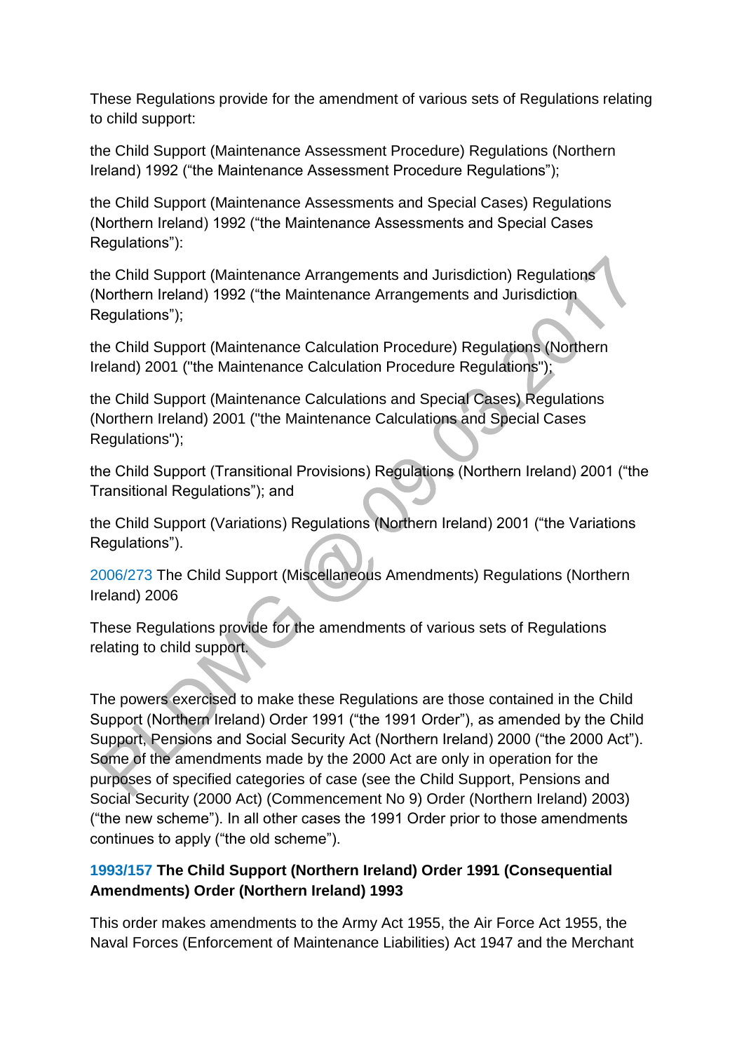These Regulations provide for the amendment of various sets of Regulations relating to child support:

the Child Support (Maintenance Assessment Procedure) Regulations (Northern Ireland) 1992 ("the Maintenance Assessment Procedure Regulations");

the Child Support (Maintenance Assessments and Special Cases) Regulations (Northern Ireland) 1992 ("the Maintenance Assessments and Special Cases Regulations"):

the Child Support (Maintenance Arrangements and Jurisdiction) Regulations (Northern Ireland) 1992 ("the Maintenance Arrangements and Jurisdiction Regulations");

the Child Support (Maintenance Calculation Procedure) Regulations (Northern Ireland) 2001 ("the Maintenance Calculation Procedure Regulations");

the Child Support (Maintenance Calculations and Special Cases) Regulations (Northern Ireland) 2001 ("the Maintenance Calculations and Special Cases Regulations");

the Child Support (Transitional Provisions) Regulations (Northern Ireland) 2001 ("the Transitional Regulations"); and

the Child Support (Variations) Regulations (Northern Ireland) 2001 ("the Variations Regulations").

2006/273 The Child Support (Miscellaneous Amendments) Regulations (Northern Ireland) 2006

These Regulations provide for the amendments of various sets of Regulations relating to child support.

The powers exercised to make these Regulations are those contained in the Child Support (Northern Ireland) Order 1991 ("the 1991 Order"), as amended by the Child Support, Pensions and Social Security Act (Northern Ireland) 2000 ("the 2000 Act"). Some of the amendments made by the 2000 Act are only in operation for the purposes of specified categories of case (see the Child Support, Pensions and Social Security (2000 Act) (Commencement No 9) Order (Northern Ireland) 2003) ("the new scheme"). In all other cases the 1991 Order prior to those amendments continues to apply ("the old scheme").

**1993/157 The Child Support (Northern Ireland) Order 1991 (Consequential Amendments) Order (Northern Ireland) 1993**

This order makes amendments to the Army Act 1955, the Air Force Act 1955, the Naval Forces (Enforcement of Maintenance Liabilities) Act 1947 and the Merchant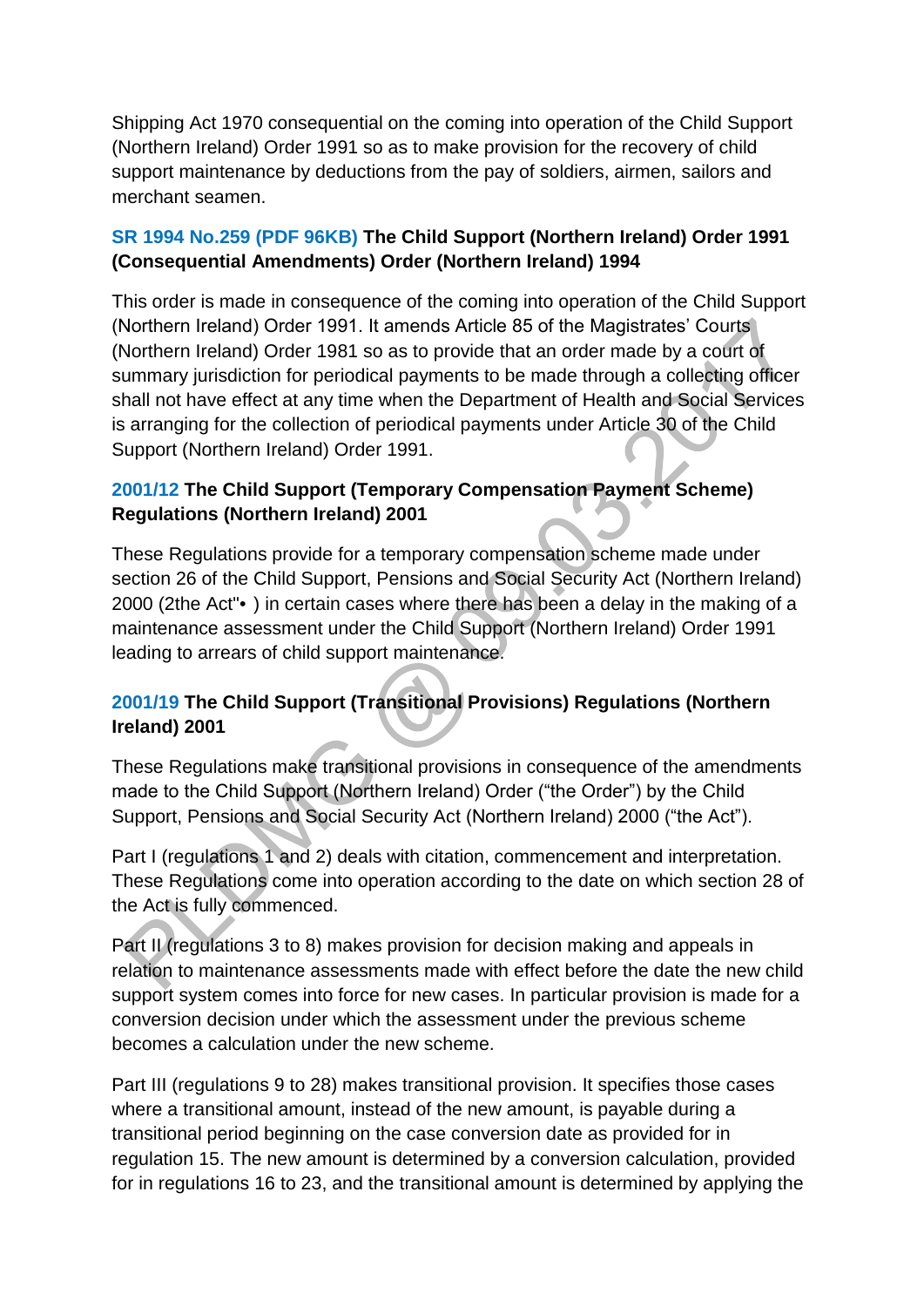Shipping Act 1970 consequential on the coming into operation of the Child Support (Northern Ireland) Order 1991 so as to make provision for the recovery of child support maintenance by deductions from the pay of soldiers, airmen, sailors and merchant seamen.

**SR 1994 No.259 (PDF 96KB) The Child Support (Northern Ireland) Order 1991 (Consequential Amendments) Order (Northern Ireland) 1994**

This order is made in consequence of the coming into operation of the Child Support (Northern Ireland) Order 1991. It amends Article 85 of the Magistrates' Courts (Northern Ireland) Order 1981 so as to provide that an order made by a court of summary jurisdiction for periodical payments to be made through a collecting officer shall not have effect at any time when the Department of Health and Social Services is arranging for the collection of periodical payments under Article 30 of the Child Support (Northern Ireland) Order 1991.

**2001/12 The Child Support (Temporary Compensation Payment Scheme) Regulations (Northern Ireland) 2001**

These Regulations provide for a temporary compensation scheme made under section 26 of the Child Support, Pensions and Social Security Act (Northern Ireland) 2000 (2the Act"• ) in certain cases where there has been a delay in the making of a maintenance assessment under the Child Support (Northern Ireland) Order 1991 leading to arrears of child support maintenance.

**2001/19 The Child Support (Transitional Provisions) Regulations (Northern Ireland) 2001**

These Regulations make transitional provisions in consequence of the amendments made to the Child Support (Northern Ireland) Order ("the Order") by the Child Support, Pensions and Social Security Act (Northern Ireland) 2000 ("the Act").

Part I (regulations 1 and 2) deals with citation, commencement and interpretation. These Regulations come into operation according to the date on which section 28 of the Act is fully commenced.

Part II (regulations 3 to 8) makes provision for decision making and appeals in relation to maintenance assessments made with effect before the date the new child support system comes into force for new cases. In particular provision is made for a conversion decision under which the assessment under the previous scheme becomes a calculation under the new scheme.

Part III (regulations 9 to 28) makes transitional provision. It specifies those cases where a transitional amount, instead of the new amount, is payable during a transitional period beginning on the case conversion date as provided for in regulation 15. The new amount is determined by a conversion calculation, provided for in regulations 16 to 23, and the transitional amount is determined by applying the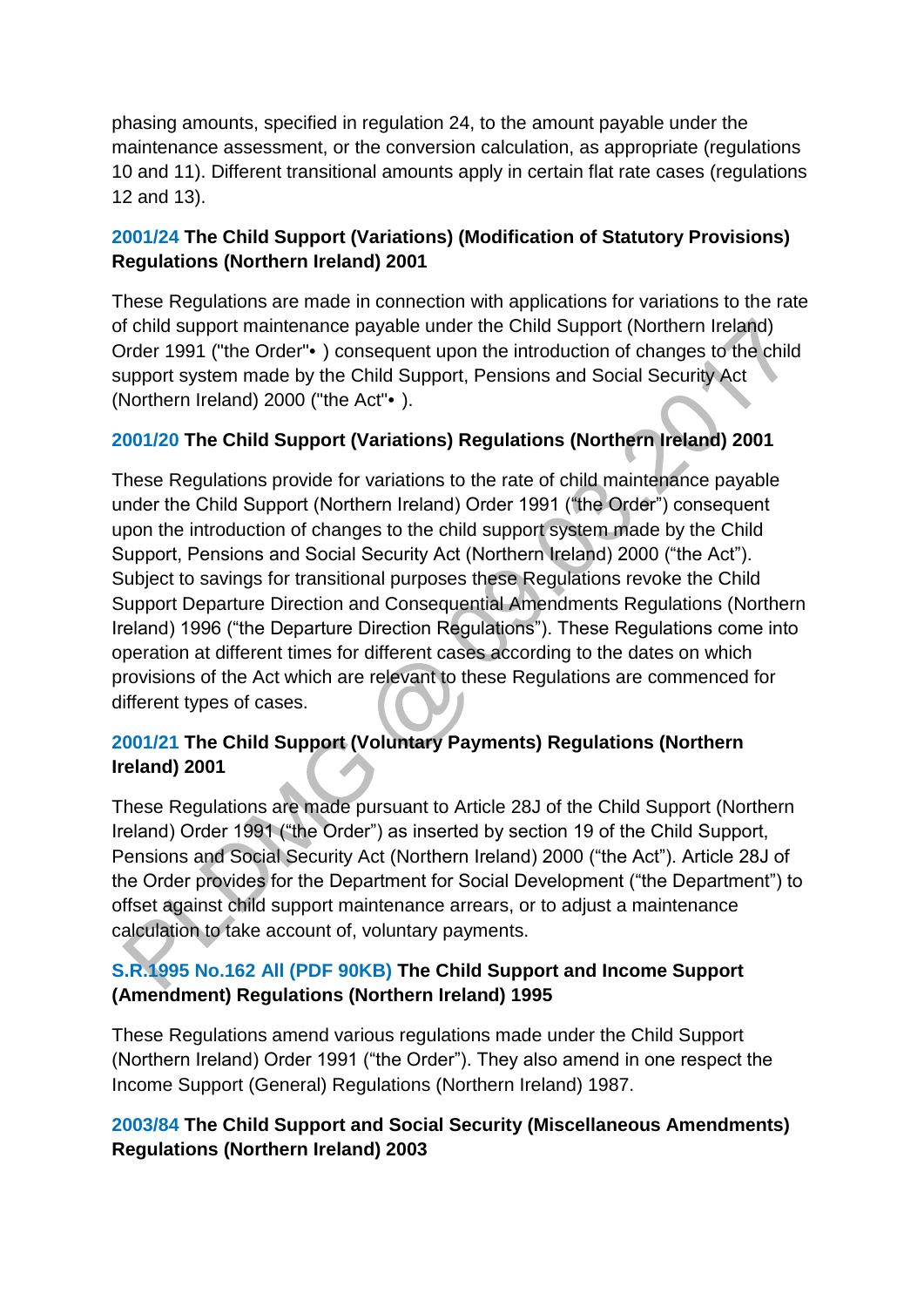phasing amounts, specified in regulation 24, to the amount payable under the maintenance assessment, or the conversion calculation, as appropriate (regulations 10 and 11). Different transitional amounts apply in certain flat rate cases (regulations 12 and 13).

**2001/24 The Child Support (Variations) (Modification of Statutory Provisions) Regulations (Northern Ireland) 2001**

These Regulations are made in connection with applications for variations to the rate of child support maintenance payable under the Child Support (Northern Ireland) Order 1991 ("the Order"• ) consequent upon the introduction of changes to the child support system made by the Child Support, Pensions and Social Security Act (Northern Ireland) 2000 ("the Act"• ).

**2001/20 The Child Support (Variations) Regulations (Northern Ireland) 2001**

These Regulations provide for variations to the rate of child maintenance payable under the Child Support (Northern Ireland) Order 1991 ("the Order") consequent upon the introduction of changes to the child support system made by the Child Support, Pensions and Social Security Act (Northern Ireland) 2000 ("the Act"). Subject to savings for transitional purposes these Regulations revoke the Child Support Departure Direction and Consequential Amendments Regulations (Northern Ireland) 1996 ("the Departure Direction Regulations"). These Regulations come into operation at different times for different cases according to the dates on which provisions of the Act which are relevant to these Regulations are commenced for different types of cases.

**2001/21 The Child Support (Voluntary Payments) Regulations (Northern Ireland) 2001**

These Regulations are made pursuant to Article 28J of the Child Support (Northern Ireland) Order 1991 ("the Order") as inserted by section 19 of the Child Support, Pensions and Social Security Act (Northern Ireland) 2000 ("the Act"). Article 28J of the Order provides for the Department for Social Development ("the Department") to offset against child support maintenance arrears, or to adjust a maintenance calculation to take account of, voluntary payments.

**S.R.1995 No.162 All (PDF 90KB) The Child Support and Income Support (Amendment) Regulations (Northern Ireland) 1995**

These Regulations amend various regulations made under the Child Support (Northern Ireland) Order 1991 ("the Order"). They also amend in one respect the Income Support (General) Regulations (Northern Ireland) 1987.

**2003/84 The Child Support and Social Security (Miscellaneous Amendments) Regulations (Northern Ireland) 2003**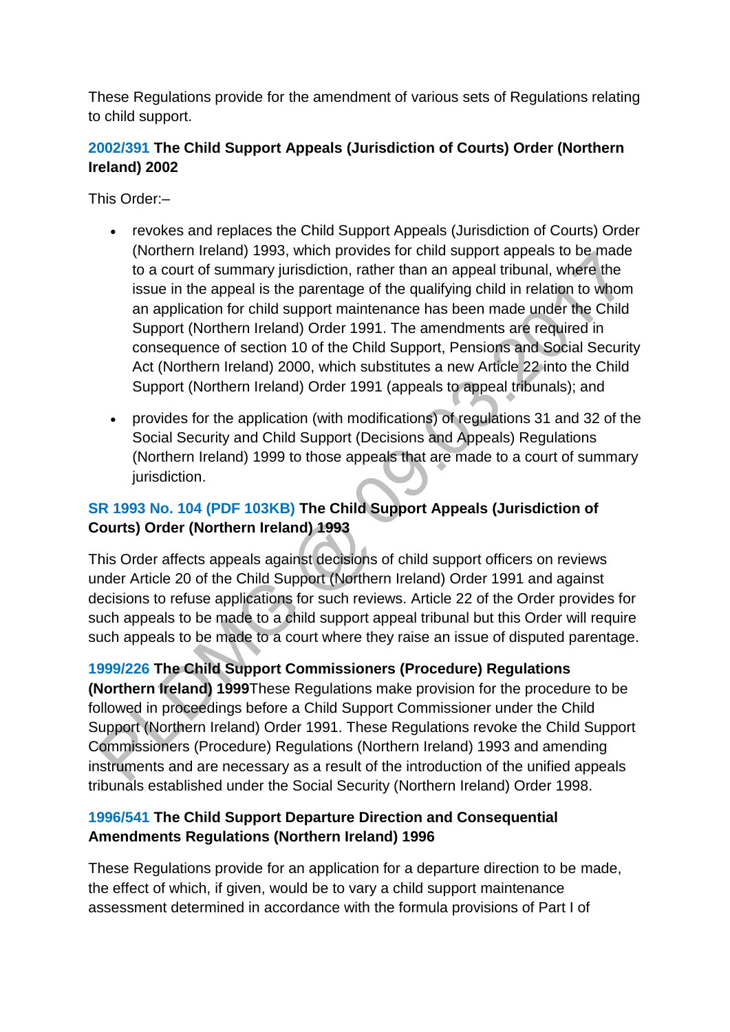These Regulations provide for the amendment of various sets of Regulations relating to child support.

**2002/391 The Child Support Appeals (Jurisdiction of Courts) Order (Northern Ireland) 2002**

This Order:–

- revokes and replaces the Child Support Appeals (Jurisdiction of Courts) Order (Northern Ireland) 1993, which provides for child support appeals to be made to a court of summary jurisdiction, rather than an appeal tribunal, where the issue in the appeal is the parentage of the qualifying child in relation to whom an application for child support maintenance has been made under the Child Support (Northern Ireland) Order 1991. The amendments are required in consequence of section 10 of the Child Support, Pensions and Social Security Act (Northern Ireland) 2000, which substitutes a new Article 22 into the Child Support (Northern Ireland) Order 1991 (appeals to appeal tribunals); and
- provides for the application (with modifications) of regulations 31 and 32 of the Social Security and Child Support (Decisions and Appeals) Regulations (Northern Ireland) 1999 to those appeals that are made to a court of summary jurisdiction.

**SR 1993 No. 104 (PDF 103KB) The Child Support Appeals (Jurisdiction of Courts) Order (Northern Ireland) 1993**

This Order affects appeals against decisions of child support officers on reviews under Article 20 of the Child Support (Northern Ireland) Order 1991 and against decisions to refuse applications for such reviews. Article 22 of the Order provides for such appeals to be made to a child support appeal tribunal but this Order will require such appeals to be made to a court where they raise an issue of disputed parentage.

**1999/226 The Child Support Commissioners (Procedure) Regulations (Northern Ireland) 1999** These Regulations make provision for the procedure to be followed in proceedings before a Child Support Commissioner under the Child Support (Northern Ireland) Order 1991. These Regulations revoke the Child Support Commissioners (Procedure) Regulations (Northern Ireland) 1993 and amending instruments and are necessary as a result of the introduction of the unified appeals tribunals established under the Social Security (Northern Ireland) Order 1998.

**1996/541 The Child Support Departure Direction and Consequential Amendments Regulations (Northern Ireland) 1996**

These Regulations provide for an application for a departure direction to be made, the effect of which, if given, would be to vary a child support maintenance assessment determined in accordance with the formula provisions of Part I of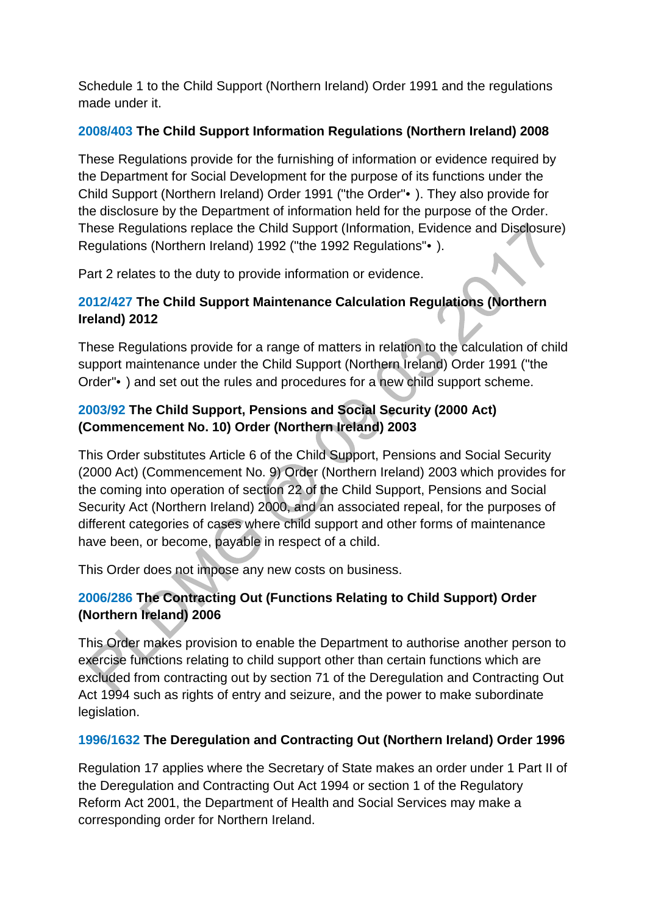Schedule 1 to the Child Support (Northern Ireland) Order 1991 and the regulations made under it.

**2008/403 The Child Support Information Regulations (Northern Ireland) 2008**

These Regulations provide for the furnishing of information or evidence required by the Department for Social Development for the purpose of its functions under the Child Support (Northern Ireland) Order 1991 ("the Order"• ). They also provide for the disclosure by the Department of information held for the purpose of the Order. These Regulations replace the Child Support (Information, Evidence and Disclosure) Regulations (Northern Ireland) 1992 ("the 1992 Regulations"• ).

Part 2 relates to the duty to provide information or evidence.

**2012/427 The Child Support Maintenance Calculation Regulations (Northern Ireland) 2012**

These Regulations provide for a range of matters in relation to the calculation of child support maintenance under the Child Support (Northern Ireland) Order 1991 ("the Order"• ) and set out the rules and procedures for a new child support scheme.

**2003/92 The Child Support, Pensions and Social Security (2000 Act) (Commencement No. 10) Order (Northern Ireland) 2003**

This Order substitutes Article 6 of the Child Support, Pensions and Social Security (2000 Act) (Commencement No. 9) Order (Northern Ireland) 2003 which provides for the coming into operation of section 22 of the Child Support, Pensions and Social Security Act (Northern Ireland) 2000, and an associated repeal, for the purposes of different categories of cases where child support and other forms of maintenance have been, or become, payable in respect of a child.

This Order does not impose any new costs on business.

**2006/286 The Contracting Out (Functions Relating to Child Support) Order (Northern Ireland) 2006**

This Order makes provision to enable the Department to authorise another person to exercise functions relating to child support other than certain functions which are excluded from contracting out by section 71 of the Deregulation and Contracting Out Act 1994 such as rights of entry and seizure, and the power to make subordinate legislation.

**1996/1632 The Deregulation and Contracting Out (Northern Ireland) Order 1996**

Regulation 17 applies where the Secretary of State makes an order under 1 Part II of the Deregulation and Contracting Out Act 1994 or section 1 of the Regulatory Reform Act 2001, the Department of Health and Social Services may make a corresponding order for Northern Ireland.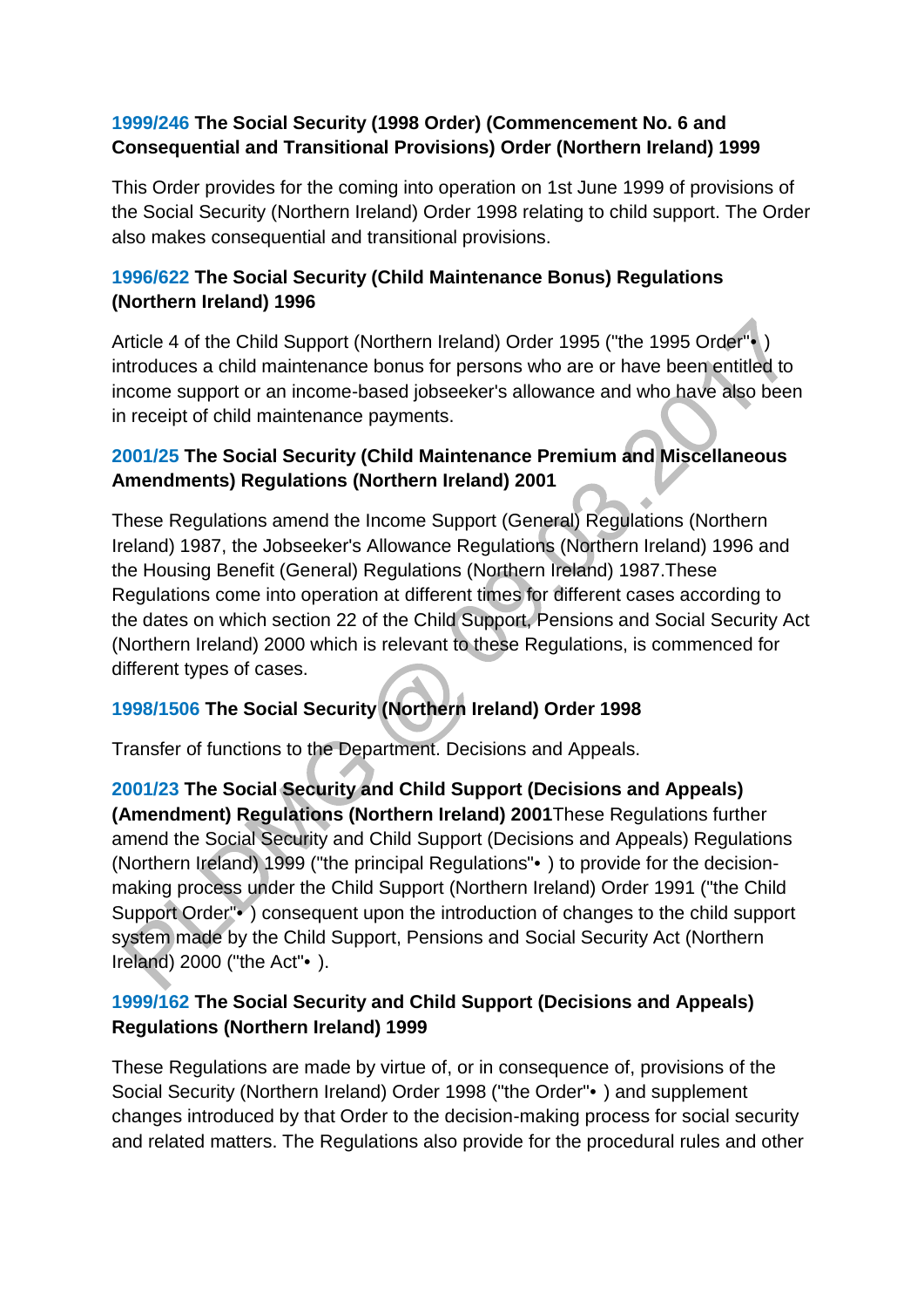**1999/246 The Social Security (1998 Order) (Commencement No. 6 and Consequential and Transitional Provisions) Order (Northern Ireland) 1999**

This Order provides for the coming into operation on 1st June 1999 of provisions of the Social Security (Northern Ireland) Order 1998 relating to child support. The Order also makes consequential and transitional provisions.

**1996/622 The Social Security (Child Maintenance Bonus) Regulations (Northern Ireland) 1996**

Article 4 of the Child Support (Northern Ireland) Order 1995 ("the 1995 Order"• ) introduces a child maintenance bonus for persons who are or have been entitled to income support or an income-based jobseeker's allowance and who have also been in receipt of child maintenance payments.

**2001/25 The Social Security (Child Maintenance Premium and Miscellaneous Amendments) Regulations (Northern Ireland) 2001**

These Regulations amend the Income Support (General) Regulations (Northern Ireland) 1987, the Jobseeker's Allowance Regulations (Northern Ireland) 1996 and the Housing Benefit (General) Regulations (Northern Ireland) 1987.These Regulations come into operation at different times for different cases according to the dates on which section 22 of the Child Support, Pensions and Social Security Act (Northern Ireland) 2000 which is relevant to these Regulations, is commenced for different types of cases.

**1998/1506 The Social Security (Northern Ireland) Order 1998**

Transfer of functions to the Department. Decisions and Appeals.

**2001/23 The Social Security and Child Support (Decisions and Appeals) (Amendment) Regulations (Northern Ireland) 2001** These Regulations further amend the Social Security and Child Support (Decisions and Appeals) Regulations (Northern Ireland) 1999 ("the principal Regulations"• ) to provide for the decision-making process under the Child Support (Northern Ireland) Order 1991 ("the Child Support Order"• ) consequent upon the introduction of changes to the child support system made by the Child Support, Pensions and Social Security Act (Northern Ireland) 2000 ("the Act"• ).

**1999/162 The Social Security and Child Support (Decisions and Appeals) Regulations (Northern Ireland) 1999**

These Regulations are made by virtue of, or in consequence of, provisions of the Social Security (Northern Ireland) Order 1998 ("the Order"• ) and supplement changes introduced by that Order to the decision-making process for social security and related matters. The Regulations also provide for the procedural rules and other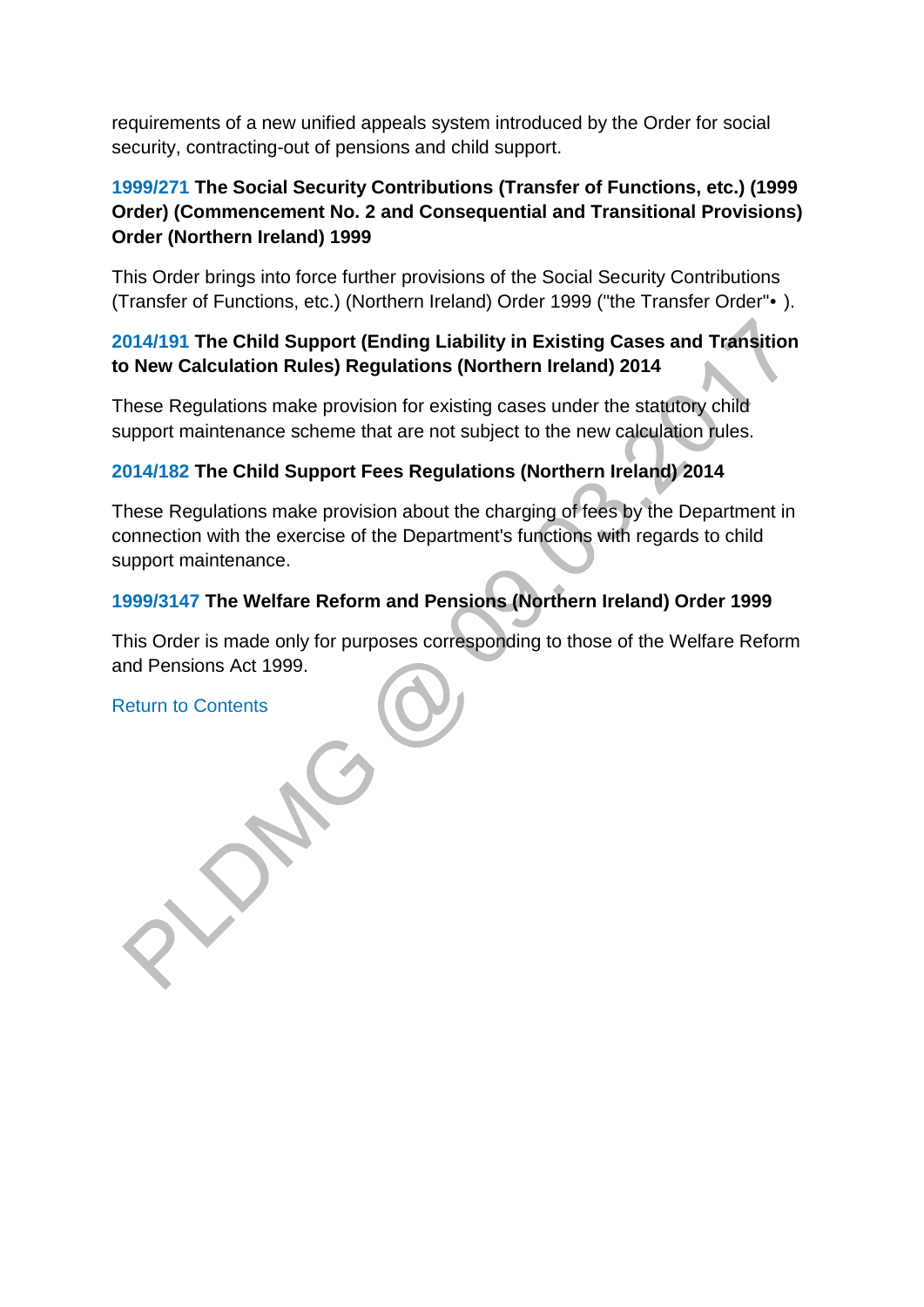requirements of a new unified appeals system introduced by the Order for social security, contracting-out of pensions and child support.

**1999/271 The Social Security Contributions (Transfer of Functions, etc.) (1999 Order) (Commencement No. 2 and Consequential and Transitional Provisions) Order (Northern Ireland) 1999**

This Order brings into force further provisions of the Social Security Contributions (Transfer of Functions, etc.) (Northern Ireland) Order 1999 ("the Transfer Order"• ).

**2014/191 The Child Support (Ending Liability in Existing Cases and Transition to New Calculation Rules) Regulations (Northern Ireland) 2014**

These Regulations make provision for existing cases under the statutory child support maintenance scheme that are not subject to the new calculation rules.

**2014/182 The Child Support Fees Regulations (Northern Ireland) 2014**

These Regulations make provision about the charging of fees by the Department in connection with the exercise of the Department's functions with regards to child support maintenance.

**1999/3147 The Welfare Reform and Pensions (Northern Ireland) Order 1999**

This Order is made only for purposes corresponding to those of the Welfare Reform and Pensions Act 1999.

Return to Contents